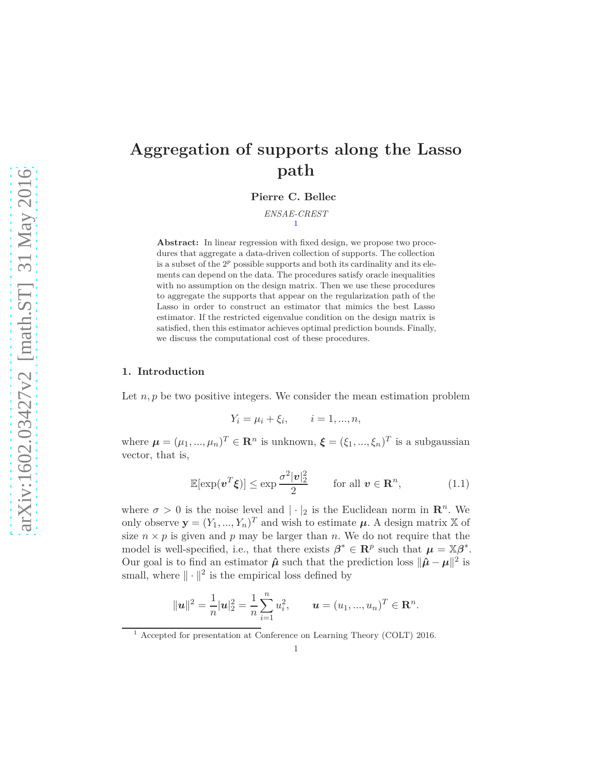# Aggregation of supports along the Lasso path

**Pierre C. Bellec**

*ENSAE-CREST*
[1]

**Abstract:** In linear regression with fixed design, we propose two procedures that aggregate a data-driven collection of supports. The collection is a subset of the $2^p$ possible supports and both its cardinality and its elements can depend on the data. The procedures satisfy oracle inequalities with no assumption on the design matrix. Then we use these procedures to aggregate the supports that appear on the regularization path of the Lasso in order to construct an estimator that mimics the best Lasso estimator. If the restricted eigenvalue condition on the design matrix is satisfied, then this estimator achieves optimal prediction bounds. Finally, we discuss the computational cost of these procedures.

## 1. Introduction

Let $n, p$ be two positive integers. We consider the mean estimation problem

$$Y_i = \mu_i + \xi_i, \qquad i = 1, ..., n,$$

where $\boldsymbol{\mu} = (\mu_1, ..., \mu_n)^T \in \mathbf{R}^n$ is unknown, $\boldsymbol{\xi} = (\xi_1, ..., \xi_n)^T$ is a subgaussian vector, that is,

$$\mathbb{E}[\exp(\boldsymbol{v}^T \boldsymbol{\xi})] \leq \exp \frac{\sigma^2 |\boldsymbol{v}|_2^2}{2} \qquad \text{for all } \boldsymbol{v} \in \mathbf{R}^n, \tag{1.1}$$

where $\sigma > 0$ is the noise level and $|\cdot|_2$ is the Euclidean norm in $\mathbf{R}^n$. We only observe $\mathbf{y} = (Y_1, ..., Y_n)^T$ and wish to estimate $\boldsymbol{\mu}$. A design matrix $\mathbb{X}$ of size $n \times p$ is given and $p$ may be larger than $n$. We do not require that the model is well-specified, i.e., that there exists $\boldsymbol{\beta}^* \in \mathbf{R}^p$ such that $\boldsymbol{\mu} = \mathbb{X}\boldsymbol{\beta}^*$. Our goal is to find an estimator $\hat{\boldsymbol{\mu}}$ such that the prediction loss $\|\hat{\boldsymbol{\mu}} - \boldsymbol{\mu}\|^2$ is small, where $\|\cdot\|^2$ is the empirical loss defined by

$$\|\boldsymbol{u}\|^2 = \frac{1}{n}|\boldsymbol{u}|_2^2 = \frac{1}{n}\sum_{i=1}^n u_i^2, \qquad \boldsymbol{u} = (u_1, ..., u_n)^T \in \mathbf{R}^n.$$

[1] Accepted for presentation at Conference on Learning Theory (COLT) 2016.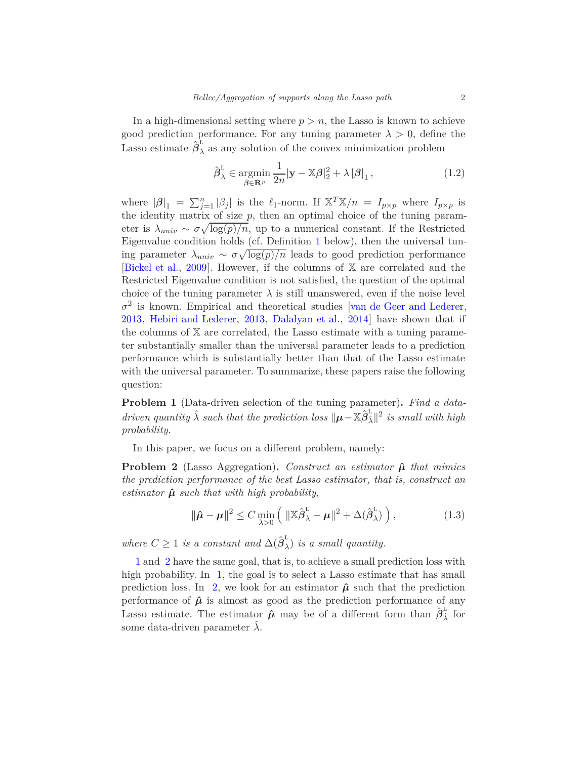In a high-dimensional setting where $p > n$, the Lasso is known to achieve good prediction performance. For any tuning parameter $\lambda > 0$, define the Lasso estimate $\hat{\boldsymbol{\beta}}^{\text{L}}_\lambda$ as any solution of the convex minimization problem

$$\hat{\boldsymbol{\beta}}^{\text{L}}_\lambda \in \operatorname*{argmin}_{\boldsymbol{\beta} \in \mathbf{R}^p} \frac{1}{2n} |\mathbf{y} - \mathbb{X}\boldsymbol{\beta}|_2^2 + \lambda \, |\boldsymbol{\beta}|_1 \,, \tag{1.2}$$

where $|\boldsymbol{\beta}|_1 = \sum_{j=1}^n |\beta_j|$ is the $\ell_1$-norm. If $\mathbb{X}^T\mathbb{X}/n = I_{p\times p}$ where $I_{p\times p}$ is the identity matrix of size $p$, then an optimal choice of the tuning parameter is $\lambda_{univ} \sim \sigma\sqrt{\log(p)/n}$, up to a numerical constant. If the Restricted Eigenvalue condition holds (cf. Definition 1 below), then the universal tuning parameter $\lambda_{univ} \sim \sigma\sqrt{\log(p)/n}$ leads to good prediction performance [Bickel et al., 2009]. However, if the columns of $\mathbb{X}$ are correlated and the Restricted Eigenvalue condition is not satisfied, the question of the optimal choice of the tuning parameter $\lambda$ is still unanswered, even if the noise level $\sigma^2$ is known. Empirical and theoretical studies [van de Geer and Lederer, 2013, Hebiri and Lederer, 2013, Dalalyan et al., 2014] have shown that if the columns of $\mathbb{X}$ are correlated, the Lasso estimate with a tuning parameter substantially smaller than the universal parameter leads to a prediction performance which is substantially better than that of the Lasso estimate with the universal parameter. To summarize, these papers raise the following question:

**Problem 1** (Data-driven selection of the tuning parameter)**.** *Find a data-driven quantity $\hat{\lambda}$ such that the prediction loss $\|\boldsymbol{\mu} - \mathbb{X}\hat{\boldsymbol{\beta}}^{\text{L}}_{\hat{\lambda}}\|^2$ is small with high probability.*

In this paper, we focus on a different problem, namely:

**Problem 2** (Lasso Aggregation)**.** *Construct an estimator $\hat{\boldsymbol{\mu}}$ that mimics the prediction performance of the best Lasso estimator, that is, construct an estimator $\hat{\boldsymbol{\mu}}$ such that with high probability,*

$$\|\hat{\boldsymbol{\mu}} - \boldsymbol{\mu}\|^2 \leq C \min_{\lambda > 0} \left( \, \|\mathbb{X}\hat{\boldsymbol{\beta}}^{\text{L}}_\lambda - \boldsymbol{\mu}\|^2 + \Delta(\hat{\boldsymbol{\beta}}^{\text{L}}_\lambda) \, \right), \tag{1.3}$$

*where $C \geq 1$ is a constant and $\Delta(\hat{\boldsymbol{\beta}}^{\text{L}}_\lambda)$ is a small quantity.*

1 and 2 have the same goal, that is, to achieve a small prediction loss with high probability. In 1, the goal is to select a Lasso estimate that has small prediction loss. In 2, we look for an estimator $\hat{\boldsymbol{\mu}}$ such that the prediction performance of $\hat{\boldsymbol{\mu}}$ is almost as good as the prediction performance of any Lasso estimate. The estimator $\hat{\boldsymbol{\mu}}$ may be of a different form than $\hat{\boldsymbol{\beta}}^{\text{L}}_{\hat{\lambda}}$ for some data-driven parameter $\hat{\lambda}$.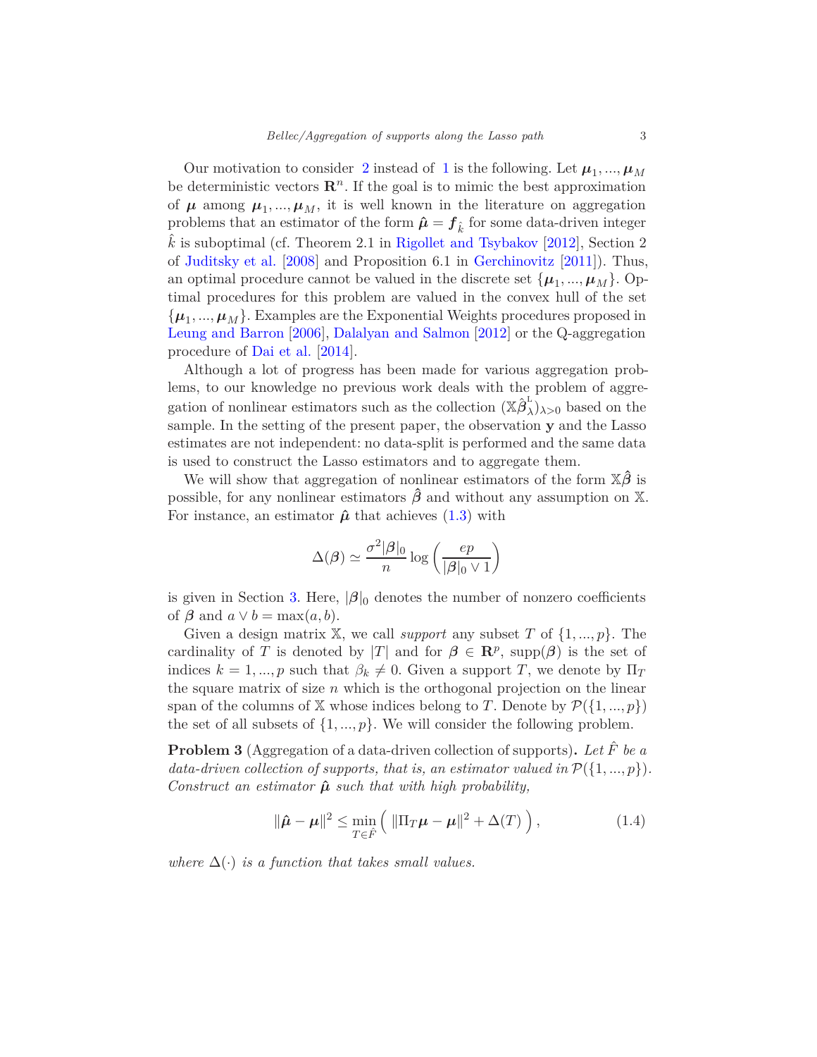Our motivation to consider 2 instead of 1 is the following. Let $\boldsymbol{\mu}_1, ..., \boldsymbol{\mu}_M$ be deterministic vectors $\mathbf{R}^n$. If the goal is to mimic the best approximation of $\boldsymbol{\mu}$ among $\boldsymbol{\mu}_1, ..., \boldsymbol{\mu}_M$, it is well known in the literature on aggregation problems that an estimator of the form $\hat{\boldsymbol{\mu}} = \boldsymbol{f}_{\hat{k}}$ for some data-driven integer $\hat{k}$ is suboptimal (cf. Theorem 2.1 in Rigollet and Tsybakov [2012], Section 2 of Juditsky et al. [2008] and Proposition 6.1 in Gerchinovitz [2011]). Thus, an optimal procedure cannot be valued in the discrete set $\{\boldsymbol{\mu}_1, ..., \boldsymbol{\mu}_M\}$. Optimal procedures for this problem are valued in the convex hull of the set $\{\boldsymbol{\mu}_1, ..., \boldsymbol{\mu}_M\}$. Examples are the Exponential Weights procedures proposed in Leung and Barron [2006], Dalalyan and Salmon [2012] or the Q-aggregation procedure of Dai et al. [2014].

Although a lot of progress has been made for various aggregation problems, to our knowledge no previous work deals with the problem of aggregation of nonlinear estimators such as the collection $(\mathbb{X}\hat{\boldsymbol{\beta}}^{\text{L}}_{\lambda})_{\lambda>0}$ based on the sample. In the setting of the present paper, the observation $\mathbf{y}$ and the Lasso estimates are not independent: no data-split is performed and the same data is used to construct the Lasso estimators and to aggregate them.

We will show that aggregation of nonlinear estimators of the form $\mathbb{X}\hat{\boldsymbol{\beta}}$ is possible, for any nonlinear estimators $\hat{\boldsymbol{\beta}}$ and without any assumption on $\mathbb{X}$. For instance, an estimator $\hat{\boldsymbol{\mu}}$ that achieves (1.3) with

$$\Delta(\boldsymbol{\beta}) \simeq \frac{\sigma^2 |\boldsymbol{\beta}|_0}{n} \log\left(\frac{ep}{|\boldsymbol{\beta}|_0 \vee 1}\right)$$

is given in Section 3. Here, $|\boldsymbol{\beta}|_0$ denotes the number of nonzero coefficients of $\boldsymbol{\beta}$ and $a \vee b = \max(a, b)$.

Given a design matrix $\mathbb{X}$, we call *support* any subset $T$ of $\{1, ..., p\}$. The cardinality of $T$ is denoted by $|T|$ and for $\boldsymbol{\beta} \in \mathbf{R}^p$, $\text{supp}(\boldsymbol{\beta})$ is the set of indices $k = 1, ..., p$ such that $\beta_k \neq 0$. Given a support $T$, we denote by $\Pi_T$ the square matrix of size $n$ which is the orthogonal projection on the linear span of the columns of $\mathbb{X}$ whose indices belong to $T$. Denote by $\mathcal{P}(\{1, ..., p\})$ the set of all subsets of $\{1, ..., p\}$. We will consider the following problem.

**Problem 3** (Aggregation of a data-driven collection of supports)**.** *Let $\hat{F}$ be a data-driven collection of supports, that is, an estimator valued in $\mathcal{P}(\{1, ..., p\})$. Construct an estimator $\hat{\boldsymbol{\mu}}$ such that with high probability,*

$$\|\hat{\boldsymbol{\mu}} - \boldsymbol{\mu}\|^2 \leq \min_{T \in \hat{F}} \left( \|\Pi_T \boldsymbol{\mu} - \boldsymbol{\mu}\|^2 + \Delta(T) \right), \tag{1.4}$$

*where $\Delta(\cdot)$ is a function that takes small values.*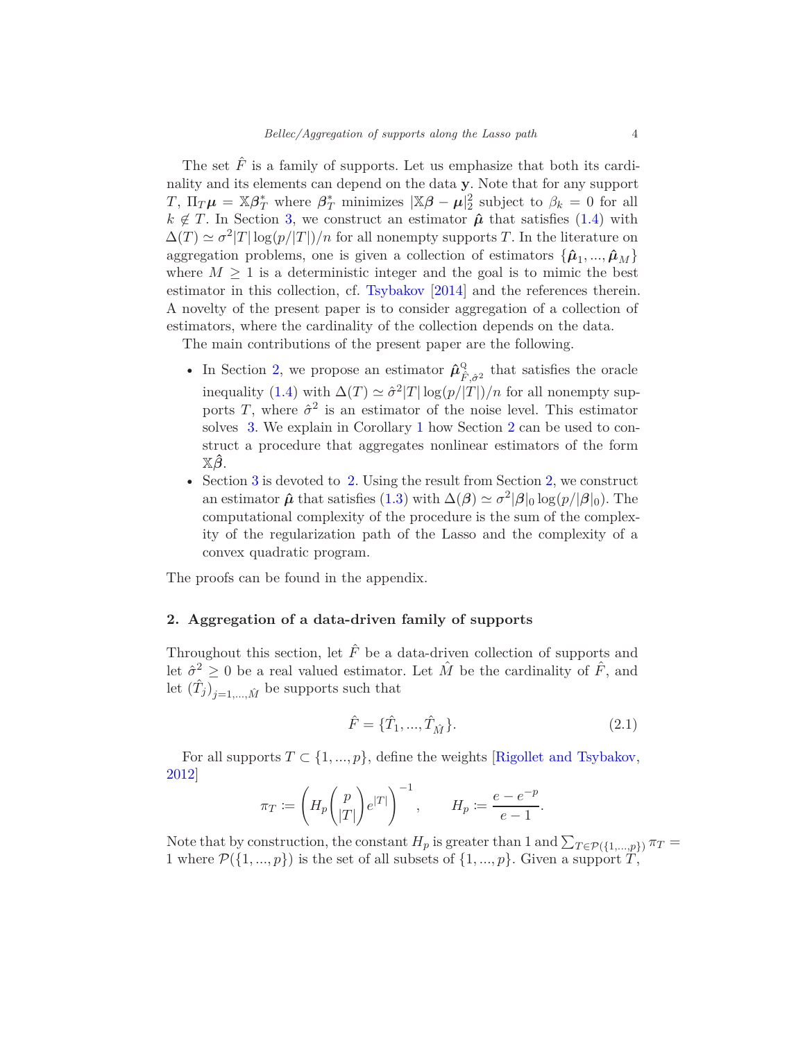The set $\hat{F}$ is a family of supports. Let us emphasize that both its cardinality and its elements can depend on the data $\mathbf{y}$. Note that for any support $T$, $\Pi_T \boldsymbol{\mu} = \mathbb{X}\boldsymbol{\beta}_T^*$ where $\boldsymbol{\beta}_T^*$ minimizes $|\mathbb{X}\boldsymbol{\beta} - \boldsymbol{\mu}|_2^2$ subject to $\beta_k = 0$ for all $k \notin T$. In Section 3, we construct an estimator $\hat{\boldsymbol{\mu}}$ that satisfies (1.4) with $\Delta(T) \simeq \sigma^2 |T| \log(p/|T|)/n$ for all nonempty supports $T$. In the literature on aggregation problems, one is given a collection of estimators $\{\hat{\boldsymbol{\mu}}_1, ..., \hat{\boldsymbol{\mu}}_M\}$ where $M \geq 1$ is a deterministic integer and the goal is to mimic the best estimator in this collection, cf. Tsybakov [2014] and the references therein. A novelty of the present paper is to consider aggregation of a collection of estimators, where the cardinality of the collection depends on the data.

The main contributions of the present paper are the following.

- In Section 2, we propose an estimator $\hat{\boldsymbol{\mu}}^{\mathrm{Q}}_{\hat{F},\hat{\sigma}^2}$ that satisfies the oracle inequality (1.4) with $\Delta(T) \simeq \hat{\sigma}^2 |T| \log(p/|T|)/n$ for all nonempty supports $T$, where $\hat{\sigma}^2$ is an estimator of the noise level. This estimator solves 3. We explain in Corollary 1 how Section 2 can be used to construct a procedure that aggregates nonlinear estimators of the form $\mathbb{X}\hat{\boldsymbol{\beta}}$.
- Section 3 is devoted to 2. Using the result from Section 2, we construct an estimator $\hat{\boldsymbol{\mu}}$ that satisfies (1.3) with $\Delta(\boldsymbol{\beta}) \simeq \sigma^2 |\boldsymbol{\beta}|_0 \log(p/|\boldsymbol{\beta}|_0)$. The computational complexity of the procedure is the sum of the complexity of the regularization path of the Lasso and the complexity of a convex quadratic program.

The proofs can be found in the appendix.

## 2. Aggregation of a data-driven family of supports

Throughout this section, let $\hat{F}$ be a data-driven collection of supports and let $\hat{\sigma}^2 \geq 0$ be a real valued estimator. Let $\hat{M}$ be the cardinality of $\hat{F}$, and let $(\hat{T}_j)_{j=1,...,\hat{M}}$ be supports such that

$$\hat{F} = \{\hat{T}_1, ..., \hat{T}_{\hat{M}}\}. \tag{2.1}$$

For all supports $T \subset \{1, ..., p\}$, define the weights [Rigollet and Tsybakov, 2012]

$$\pi_T := \left( H_p \binom{p}{|T|} e^{|T|} \right)^{-1}, \qquad H_p := \frac{e - e^{-p}}{e - 1}.$$

Note that by construction, the constant $H_p$ is greater than 1 and $\sum_{T \in \mathcal{P}(\{1,...,p\})} \pi_T = 1$ where $\mathcal{P}(\{1, ..., p\})$ is the set of all subsets of $\{1, ..., p\}$. Given a support $T$,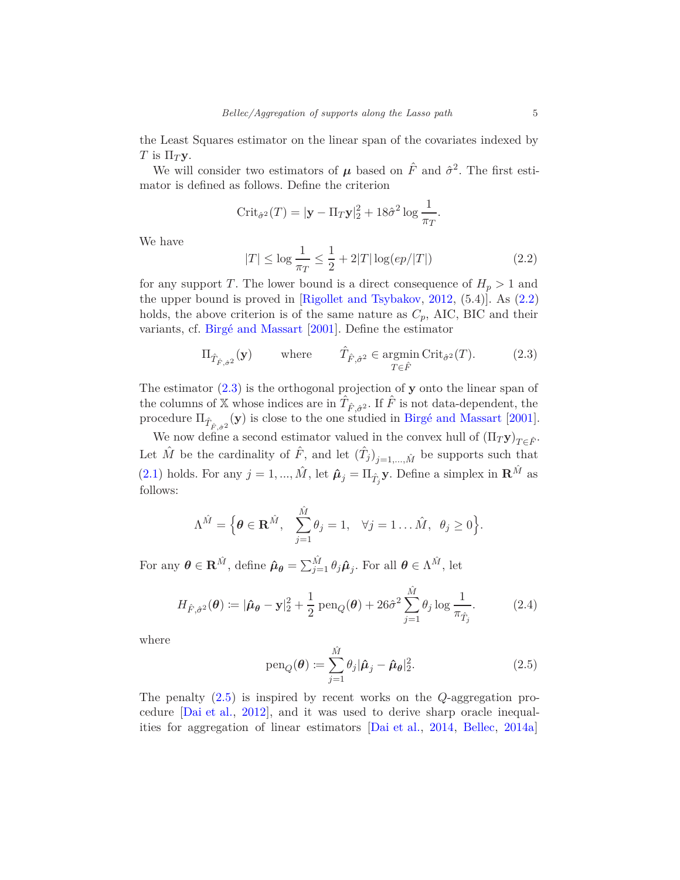the Least Squares estimator on the linear span of the covariates indexed by $T$ is $\Pi_T \mathbf{y}$.

We will consider two estimators of $\boldsymbol{\mu}$ based on $\hat{F}$ and $\hat{\sigma}^2$. The first estimator is defined as follows. Define the criterion

$$\text{Crit}_{\hat{\sigma}^2}(T) = |\mathbf{y} - \Pi_T \mathbf{y}|_2^2 + 18\hat{\sigma}^2 \log \frac{1}{\pi_T}.$$

We have

$$|T| \leq \log \frac{1}{\pi_T} \leq \frac{1}{2} + 2|T| \log(ep/|T|) \tag{2.2}$$

for any support $T$. The lower bound is a direct consequence of $H_p > 1$ and the upper bound is proved in [Rigollet and Tsybakov, 2012, (5.4)]. As (2.2) holds, the above criterion is of the same nature as $C_p$, AIC, BIC and their variants, cf. Birgé and Massart [2001]. Define the estimator

$$\Pi_{\hat{T}_{\hat{F},\hat{\sigma}^2}}(\mathbf{y}) \qquad \text{where} \qquad \hat{T}_{\hat{F},\hat{\sigma}^2} \in \operatorname*{argmin}_{T \in \hat{F}} \text{Crit}_{\hat{\sigma}^2}(T). \tag{2.3}$$

The estimator (2.3) is the orthogonal projection of $\mathbf{y}$ onto the linear span of the columns of $\mathbb{X}$ whose indices are in $\hat{T}_{\hat{F},\hat{\sigma}^2}$. If $\hat{F}$ is not data-dependent, the procedure $\Pi_{\hat{T}_{\hat{F},\hat{\sigma}^2}}(\mathbf{y})$ is close to the one studied in Birgé and Massart [2001].

We now define a second estimator valued in the convex hull of $(\Pi_T \mathbf{y})_{T \in \hat{F}}$. Let $\hat{M}$ be the cardinality of $\hat{F}$, and let $(\hat{T}_j)_{j=1,\ldots,\hat{M}}$ be supports such that (2.1) holds. For any $j = 1, \ldots, \hat{M}$, let $\hat{\boldsymbol{\mu}}_j = \Pi_{\hat{T}_j} \mathbf{y}$. Define a simplex in $\mathbf{R}^{\hat{M}}$ as follows:

$$\Lambda^{\hat{M}} = \Big\{ \boldsymbol{\theta} \in \mathbf{R}^{\hat{M}}, \quad \sum_{j=1}^{\hat{M}} \theta_j = 1, \quad \forall j = 1 \ldots \hat{M}, \ \ \theta_j \geq 0 \Big\}.$$

For any $\boldsymbol{\theta} \in \mathbf{R}^{\hat{M}}$, define $\hat{\boldsymbol{\mu}}_{\boldsymbol{\theta}} = \sum_{j=1}^{\hat{M}} \theta_j \hat{\boldsymbol{\mu}}_j$. For all $\boldsymbol{\theta} \in \Lambda^{\hat{M}}$, let

$$H_{\hat{F},\hat{\sigma}^2}(\boldsymbol{\theta}) \coloneqq |\hat{\boldsymbol{\mu}}_{\boldsymbol{\theta}} - \mathbf{y}|_2^2 + \frac{1}{2} \operatorname{pen}_Q(\boldsymbol{\theta}) + 26\hat{\sigma}^2 \sum_{j=1}^{\hat{M}} \theta_j \log \frac{1}{\pi_{\hat{T}_j}}. \tag{2.4}$$

where

$$\operatorname{pen}_Q(\boldsymbol{\theta}) \coloneqq \sum_{j=1}^{\hat{M}} \theta_j |\hat{\boldsymbol{\mu}}_j - \hat{\boldsymbol{\mu}}_{\boldsymbol{\theta}}|_2^2. \tag{2.5}$$

The penalty (2.5) is inspired by recent works on the $Q$-aggregation procedure [Dai et al., 2012], and it was used to derive sharp oracle inequalities for aggregation of linear estimators [Dai et al., 2014, Bellec, 2014a]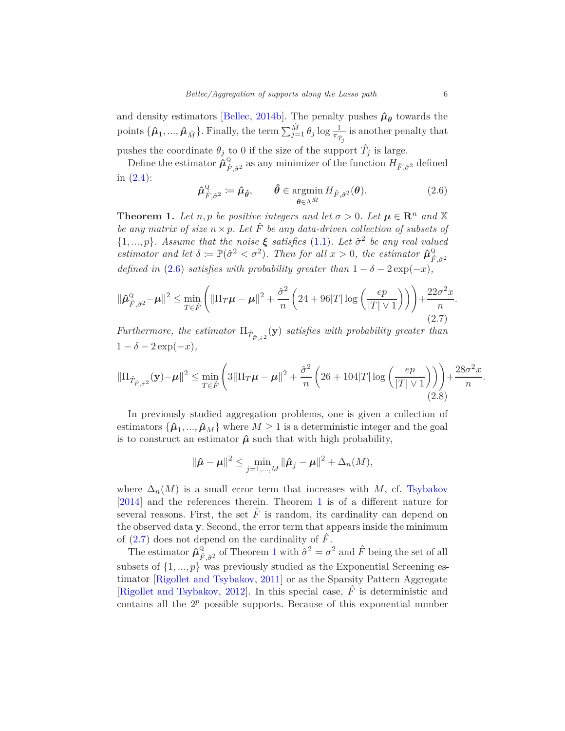and density estimators [Bellec, 2014b]. The penalty pushes $\hat{\boldsymbol{\mu}}_{\boldsymbol{\theta}}$ towards the points $\{\hat{\boldsymbol{\mu}}_1, ..., \hat{\boldsymbol{\mu}}_{\hat{M}}\}$. Finally, the term $\sum_{j=1}^{\hat{M}} \theta_j \log \frac{1}{\pi_{\hat{T}_j}}$ is another penalty that pushes the coordinate $\theta_j$ to 0 if the size of the support $\hat{T}_j$ is large.

Define the estimator $\hat{\boldsymbol{\mu}}^{\mathrm{Q}}_{\hat{F},\hat{\sigma}^2}$ as any minimizer of the function $H_{\hat{F},\hat{\sigma}^2}$ defined in (2.4):

$$\hat{\boldsymbol{\mu}}^{\mathrm{Q}}_{\hat{F},\hat{\sigma}^2} \coloneqq \hat{\boldsymbol{\mu}}_{\hat{\boldsymbol{\theta}}}, \qquad \hat{\boldsymbol{\theta}} \in \operatorname*{argmin}_{\boldsymbol{\theta} \in \Lambda^{\hat{M}}} H_{\hat{F},\hat{\sigma}^2}(\boldsymbol{\theta}). \tag{2.6}$$

**Theorem 1.** *Let $n, p$ be positive integers and let $\sigma > 0$. Let $\boldsymbol{\mu} \in \mathbf{R}^n$ and $\mathbb{X}$ be any matrix of size $n \times p$. Let $\hat{F}$ be any data-driven collection of subsets of $\{1, ..., p\}$. Assume that the noise $\boldsymbol{\xi}$ satisfies (1.1). Let $\hat{\sigma}^2$ be any real valued estimator and let $\delta \coloneqq \mathbb{P}(\hat{\sigma}^2 < \sigma^2)$. Then for all $x > 0$, the estimator $\hat{\boldsymbol{\mu}}^{\mathrm{Q}}_{\hat{F},\hat{\sigma}^2}$ defined in (2.6) satisfies with probability greater than $1 - \delta - 2\exp(-x)$,*

$$\|\hat{\boldsymbol{\mu}}^{\mathrm{Q}}_{\hat{F},\hat{\sigma}^2} - \boldsymbol{\mu}\|^2 \leq \min_{T \in \hat{F}} \left( \|\Pi_T \boldsymbol{\mu} - \boldsymbol{\mu}\|^2 + \frac{\hat{\sigma}^2}{n}\left(24 + 96|T| \log\left(\frac{ep}{|T| \vee 1}\right)\right)\right) + \frac{22\sigma^2 x}{n}. \tag{2.7}$$

*Furthermore, the estimator $\Pi_{\hat{T}_{\hat{F},\hat{\sigma}^2}}(\mathbf{y})$ satisfies with probability greater than $1 - \delta - 2\exp(-x)$,*

$$\|\Pi_{\hat{T}_{\hat{F},\hat{\sigma}^2}}(\mathbf{y}) - \boldsymbol{\mu}\|^2 \leq \min_{T \in \hat{F}} \left( 3\|\Pi_T \boldsymbol{\mu} - \boldsymbol{\mu}\|^2 + \frac{\hat{\sigma}^2}{n}\left(26 + 104|T| \log\left(\frac{ep}{|T| \vee 1}\right)\right)\right) + \frac{28\sigma^2 x}{n}. \tag{2.8}$$

In previously studied aggregation problems, one is given a collection of estimators $\{\hat{\boldsymbol{\mu}}_1, ..., \hat{\boldsymbol{\mu}}_M\}$ where $M \geq 1$ is a deterministic integer and the goal is to construct an estimator $\hat{\boldsymbol{\mu}}$ such that with high probability,

$$\|\hat{\boldsymbol{\mu}} - \boldsymbol{\mu}\|^2 \leq \min_{j=1,...,M} \|\hat{\boldsymbol{\mu}}_j - \boldsymbol{\mu}\|^2 + \Delta_n(M),$$

where $\Delta_n(M)$ is a small error term that increases with $M$, cf. Tsybakov [2014] and the references therein. Theorem 1 is of a different nature for several reasons. First, the set $\hat{F}$ is random, its cardinality can depend on the observed data $\mathbf{y}$. Second, the error term that appears inside the minimum of (2.7) does not depend on the cardinality of $\hat{F}$.

The estimator $\hat{\boldsymbol{\mu}}^{\mathrm{Q}}_{\hat{F},\hat{\sigma}^2}$ of Theorem 1 with $\hat{\sigma}^2 = \sigma^2$ and $\hat{F}$ being the set of all subsets of $\{1, ..., p\}$ was previously studied as the Exponential Screening estimator [Rigollet and Tsybakov, 2011] or as the Sparsity Pattern Aggregate [Rigollet and Tsybakov, 2012]. In this special case, $\hat{F}$ is deterministic and contains all the $2^p$ possible supports. Because of this exponential number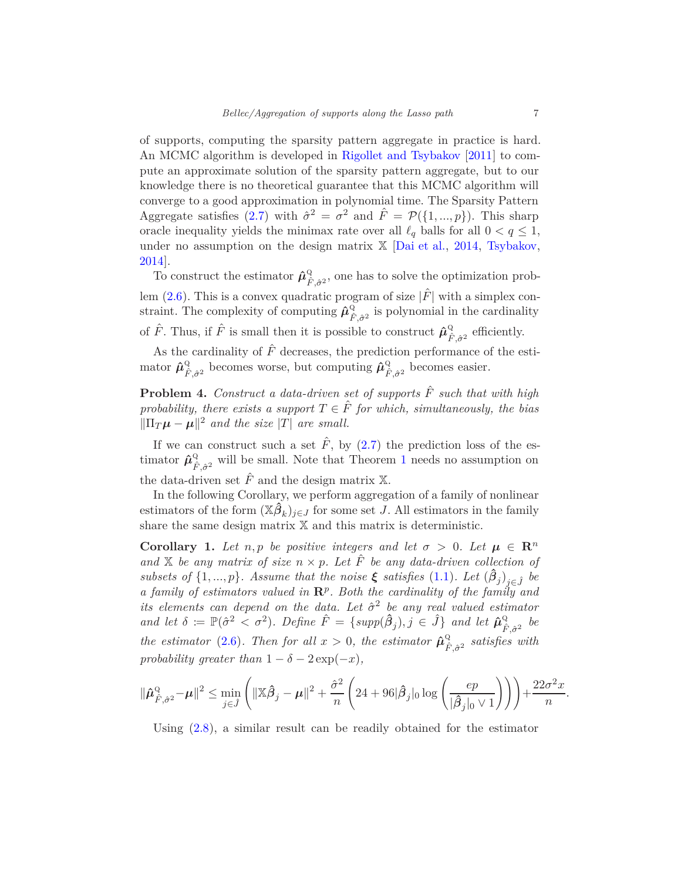of supports, computing the sparsity pattern aggregate in practice is hard. An MCMC algorithm is developed in Rigollet and Tsybakov [2011] to compute an approximate solution of the sparsity pattern aggregate, but to our knowledge there is no theoretical guarantee that this MCMC algorithm will converge to a good approximation in polynomial time. The Sparsity Pattern Aggregate satisfies (2.7) with $\hat{\sigma}^2 = \sigma^2$ and $\hat{F} = \mathcal{P}(\{1, ..., p\})$. This sharp oracle inequality yields the minimax rate over all $\ell_q$ balls for all $0 < q \leq 1$, under no assumption on the design matrix $\mathbb{X}$ [Dai et al., 2014, Tsybakov, 2014].

To construct the estimator $\hat{\boldsymbol{\mu}}^{\mathrm{Q}}_{\hat{F},\hat{\sigma}^2}$, one has to solve the optimization problem (2.6). This is a convex quadratic program of size $|\hat{F}|$ with a simplex constraint. The complexity of computing $\hat{\boldsymbol{\mu}}^{\mathrm{Q}}_{\hat{F},\hat{\sigma}^2}$ is polynomial in the cardinality of $\hat{F}$. Thus, if $\hat{F}$ is small then it is possible to construct $\hat{\boldsymbol{\mu}}^{\mathrm{Q}}_{\hat{F},\hat{\sigma}^2}$ efficiently.

As the cardinality of $\hat{F}$ decreases, the prediction performance of the estimator $\hat{\boldsymbol{\mu}}^{\mathrm{Q}}_{\hat{F},\hat{\sigma}^2}$ becomes worse, but computing $\hat{\boldsymbol{\mu}}^{\mathrm{Q}}_{\hat{F},\hat{\sigma}^2}$ becomes easier.

**Problem 4.** *Construct a data-driven set of supports $\hat{F}$ such that with high probability, there exists a support $T \in \hat{F}$ for which, simultaneously, the bias $\|\Pi_T \boldsymbol{\mu} - \boldsymbol{\mu}\|^2$ and the size $|T|$ are small.*

If we can construct such a set $\hat{F}$, by (2.7) the prediction loss of the estimator $\hat{\boldsymbol{\mu}}^{\mathrm{Q}}_{\hat{F},\hat{\sigma}^2}$ will be small. Note that Theorem 1 needs no assumption on the data-driven set $\hat{F}$ and the design matrix $\mathbb{X}$.

In the following Corollary, we perform aggregation of a family of nonlinear estimators of the form $(\mathbb{X}\hat{\boldsymbol{\beta}}_k)_{j\in J}$ for some set $J$. All estimators in the family share the same design matrix $\mathbb{X}$ and this matrix is deterministic.

**Corollary 1.** *Let $n, p$ be positive integers and let $\sigma > 0$. Let $\boldsymbol{\mu} \in \mathbf{R}^n$ and $\mathbb{X}$ be any matrix of size $n \times p$. Let $\hat{F}$ be any data-driven collection of subsets of $\{1, ..., p\}$. Assume that the noise $\boldsymbol{\xi}$ satisfies (1.1). Let $(\hat{\boldsymbol{\beta}}_j)_{j\in\hat{J}}$ be a family of estimators valued in $\mathbf{R}^p$. Both the cardinality of the family and its elements can depend on the data. Let $\hat{\sigma}^2$ be any real valued estimator and let $\delta := \mathbb{P}(\hat{\sigma}^2 < \sigma^2)$. Define $\hat{F} = \{supp(\hat{\boldsymbol{\beta}}_j), j \in \hat{J}\}$ and let $\hat{\boldsymbol{\mu}}^{\mathrm{Q}}_{\hat{F},\hat{\sigma}^2}$ be the estimator (2.6). Then for all $x > 0$, the estimator $\hat{\boldsymbol{\mu}}^{\mathrm{Q}}_{\hat{F},\hat{\sigma}^2}$ satisfies with probability greater than $1 - \delta - 2\exp(-x)$,*

$$\|\hat{\boldsymbol{\mu}}^{\mathrm{Q}}_{\hat{F},\hat{\sigma}^2} - \boldsymbol{\mu}\|^2 \leq \min_{j\in\hat{J}} \left( \|\mathbb{X}\hat{\boldsymbol{\beta}}_j - \boldsymbol{\mu}\|^2 + \frac{\hat{\sigma}^2}{n}\left(24 + 96|\hat{\boldsymbol{\beta}}_j|_0 \log\left(\frac{ep}{|\hat{\boldsymbol{\beta}}_j|_0 \vee 1}\right)\right)\right) + \frac{22\sigma^2 x}{n}.$$

Using (2.8), a similar result can be readily obtained for the estimator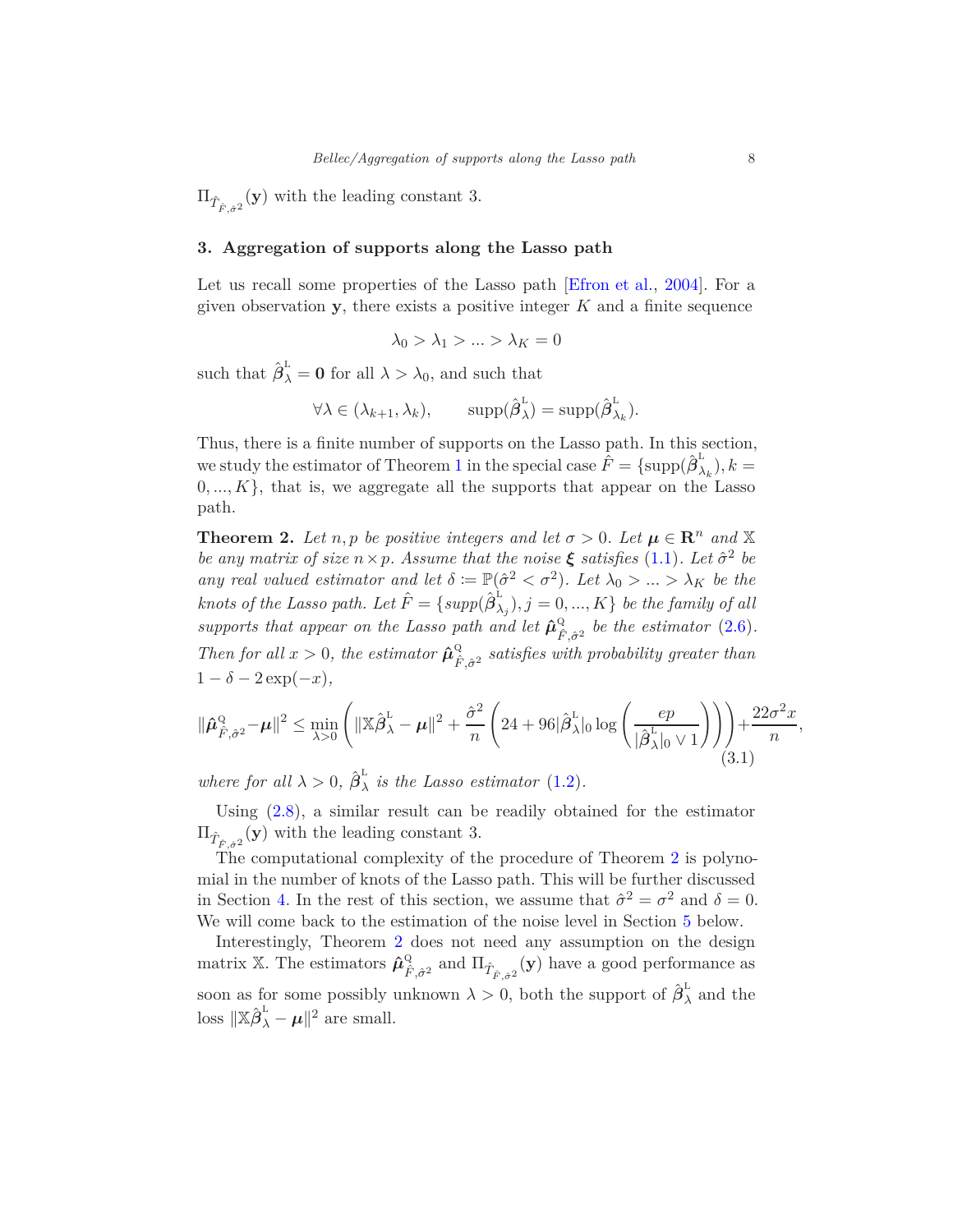$\Pi_{\hat{T}_{\hat{F},\hat{\sigma}^2}}(\mathbf{y})$ with the leading constant 3.

## 3. Aggregation of supports along the Lasso path

Let us recall some properties of the Lasso path [Efron et al., 2004]. For a given observation $\mathbf{y}$, there exists a positive integer $K$ and a finite sequence

$$\lambda_0 > \lambda_1 > ... > \lambda_K = 0$$

such that $\hat{\boldsymbol{\beta}}^{\text{L}}_\lambda = \mathbf{0}$ for all $\lambda > \lambda_0$, and such that

$$\forall \lambda \in (\lambda_{k+1}, \lambda_k), \qquad \text{supp}(\hat{\boldsymbol{\beta}}^{\text{L}}_\lambda) = \text{supp}(\hat{\boldsymbol{\beta}}^{\text{L}}_{\lambda_k}).$$

Thus, there is a finite number of supports on the Lasso path. In this section, we study the estimator of Theorem 1 in the special case $\hat{F} = \{\text{supp}(\hat{\boldsymbol{\beta}}^{\text{L}}_{\lambda_k}), k = 0, ..., K\}$, that is, we aggregate all the supports that appear on the Lasso path.

**Theorem 2.** *Let $n, p$ be positive integers and let $\sigma > 0$. Let $\boldsymbol{\mu} \in \mathbf{R}^n$ and $\mathbb{X}$ be any matrix of size $n \times p$. Assume that the noise $\boldsymbol{\xi}$ satisfies (1.1). Let $\hat{\sigma}^2$ be any real valued estimator and let $\delta := \mathbb{P}(\hat{\sigma}^2 < \sigma^2)$. Let $\lambda_0 > ... > \lambda_K$ be the knots of the Lasso path. Let $\hat{F} = \{supp(\hat{\boldsymbol{\beta}}^{\text{L}}_{\lambda_j}), j = 0, ..., K\}$ be the family of all supports that appear on the Lasso path and let $\hat{\boldsymbol{\mu}}^{\text{Q}}_{\hat{F},\hat{\sigma}^2}$ be the estimator (2.6). Then for all $x > 0$, the estimator $\hat{\boldsymbol{\mu}}^{\text{Q}}_{\hat{F},\hat{\sigma}^2}$ satisfies with probability greater than $1 - \delta - 2\exp(-x)$,*

$$\|\hat{\boldsymbol{\mu}}^{\text{Q}}_{\hat{F},\hat{\sigma}^2} - \boldsymbol{\mu}\|^2 \leq \min_{\lambda > 0} \left( \|\mathbb{X}\hat{\boldsymbol{\beta}}^{\text{L}}_\lambda - \boldsymbol{\mu}\|^2 + \frac{\hat{\sigma}^2}{n} \left( 24 + 96 |\hat{\boldsymbol{\beta}}^{\text{L}}_\lambda|_0 \log\left( \frac{ep}{|\hat{\boldsymbol{\beta}}^{\text{L}}_\lambda|_0 \vee 1} \right) \right) \right) + \frac{22\sigma^2 x}{n}, \tag{3.1}$$

*where for all $\lambda > 0$, $\hat{\boldsymbol{\beta}}^{\text{L}}_\lambda$ is the Lasso estimator (1.2).*

Using (2.8), a similar result can be readily obtained for the estimator $\Pi_{\hat{T}_{\hat{F},\hat{\sigma}^2}}(\mathbf{y})$ with the leading constant 3.

The computational complexity of the procedure of Theorem 2 is polynomial in the number of knots of the Lasso path. This will be further discussed in Section 4. In the rest of this section, we assume that $\hat{\sigma}^2 = \sigma^2$ and $\delta = 0$. We will come back to the estimation of the noise level in Section 5 below.

Interestingly, Theorem 2 does not need any assumption on the design matrix $\mathbb{X}$. The estimators $\hat{\boldsymbol{\mu}}^{\text{Q}}_{\hat{F},\hat{\sigma}^2}$ and $\Pi_{\hat{T}_{\hat{F},\hat{\sigma}^2}}(\mathbf{y})$ have a good performance as soon as for some possibly unknown $\lambda > 0$, both the support of $\hat{\boldsymbol{\beta}}^{\text{L}}_\lambda$ and the loss $\|\mathbb{X}\hat{\boldsymbol{\beta}}^{\text{L}}_\lambda - \boldsymbol{\mu}\|^2$ are small.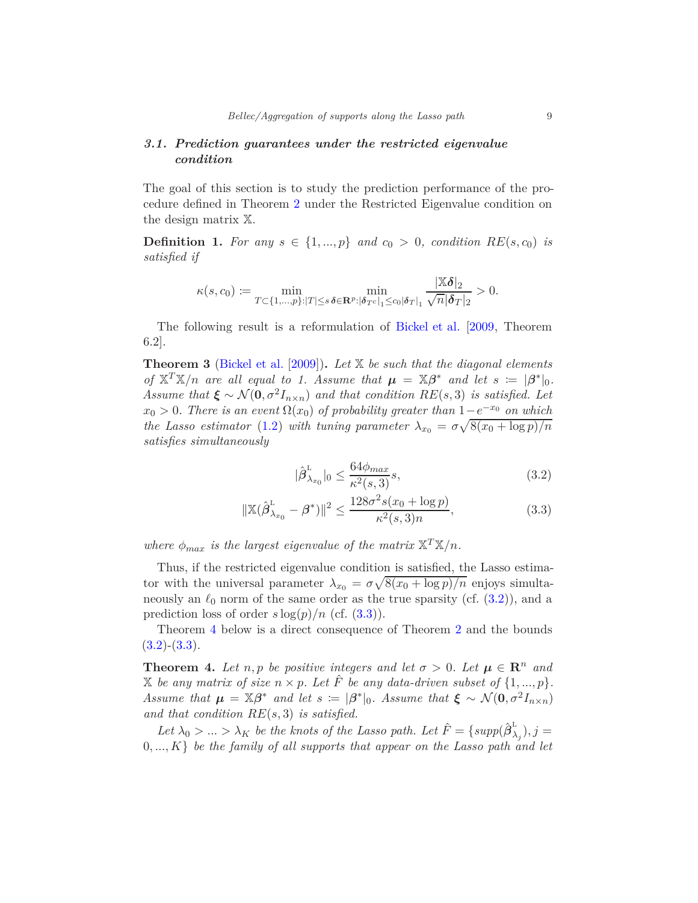### 3.1. *Prediction guarantees under the restricted eigenvalue condition*

The goal of this section is to study the prediction performance of the procedure defined in Theorem 2 under the Restricted Eigenvalue condition on the design matrix $\mathbb{X}$.

**Definition 1.** *For any $s \in \{1, ..., p\}$ and $c_0 > 0$, condition $RE(s, c_0)$ is satisfied if*

$$\kappa(s, c_0) := \min_{T \subset \{1,...,p\}: |T| \leq s} \; \min_{\boldsymbol{\delta} \in \mathbf{R}^p: |\boldsymbol{\delta}_{T^c}|_1 \leq c_0 |\boldsymbol{\delta}_T|_1} \frac{|\mathbb{X}\boldsymbol{\delta}|_2}{\sqrt{n}|\boldsymbol{\delta}_T|_2} > 0.$$

The following result is a reformulation of Bickel et al. [2009, Theorem 6.2].

**Theorem 3** (Bickel et al. [2009])**.** *Let $\mathbb{X}$ be such that the diagonal elements of $\mathbb{X}^T\mathbb{X}/n$ are all equal to 1. Assume that $\boldsymbol{\mu} = \mathbb{X}\boldsymbol{\beta}^*$ and let $s := |\boldsymbol{\beta}^*|_0$. Assume that $\boldsymbol{\xi} \sim \mathcal{N}(\mathbf{0}, \sigma^2 I_{n\times n})$ and that condition $RE(s, 3)$ is satisfied. Let $x_0 > 0$. There is an event $\Omega(x_0)$ of probability greater than $1 - e^{-x_0}$ on which the Lasso estimator (1.2) with tuning parameter $\lambda_{x_0} = \sigma\sqrt{8(x_0 + \log p)/n}$ satisfies simultaneously*

$$|\hat{\boldsymbol{\beta}}^{\text{L}}_{\lambda_{x_0}}|_0 \leq \frac{64\phi_{max}}{\kappa^2(s, 3)} s, \tag{3.2}$$

$$\|\mathbb{X}(\hat{\boldsymbol{\beta}}^{\text{L}}_{\lambda_{x_0}} - \boldsymbol{\beta}^*)\|^2 \leq \frac{128\sigma^2 s(x_0 + \log p)}{\kappa^2(s, 3)n}, \tag{3.3}$$

*where $\phi_{max}$ is the largest eigenvalue of the matrix $\mathbb{X}^T\mathbb{X}/n$.*

Thus, if the restricted eigenvalue condition is satisfied, the Lasso estimator with the universal parameter $\lambda_{x_0} = \sigma\sqrt{8(x_0 + \log p)/n}$ enjoys simultaneously an $\ell_0$ norm of the same order as the true sparsity (cf. (3.2)), and a prediction loss of order $s \log(p)/n$ (cf. (3.3)).

Theorem 4 below is a direct consequence of Theorem 2 and the bounds (3.2)-(3.3).

**Theorem 4.** *Let $n, p$ be positive integers and let $\sigma > 0$. Let $\boldsymbol{\mu} \in \mathbf{R}^n$ and $\mathbb{X}$ be any matrix of size $n \times p$. Let $\hat{F}$ be any data-driven subset of $\{1, ..., p\}$. Assume that $\boldsymbol{\mu} = \mathbb{X}\boldsymbol{\beta}^*$ and let $s := |\boldsymbol{\beta}^*|_0$. Assume that $\boldsymbol{\xi} \sim \mathcal{N}(\mathbf{0}, \sigma^2 I_{n\times n})$ and that condition $RE(s, 3)$ is satisfied.*

*Let $\lambda_0 > ... > \lambda_K$ be the knots of the Lasso path. Let $\hat{F} = \{supp(\hat{\boldsymbol{\beta}}^{\text{L}}_{\lambda_j}), j = 0, ..., K\}$ be the family of all supports that appear on the Lasso path and let*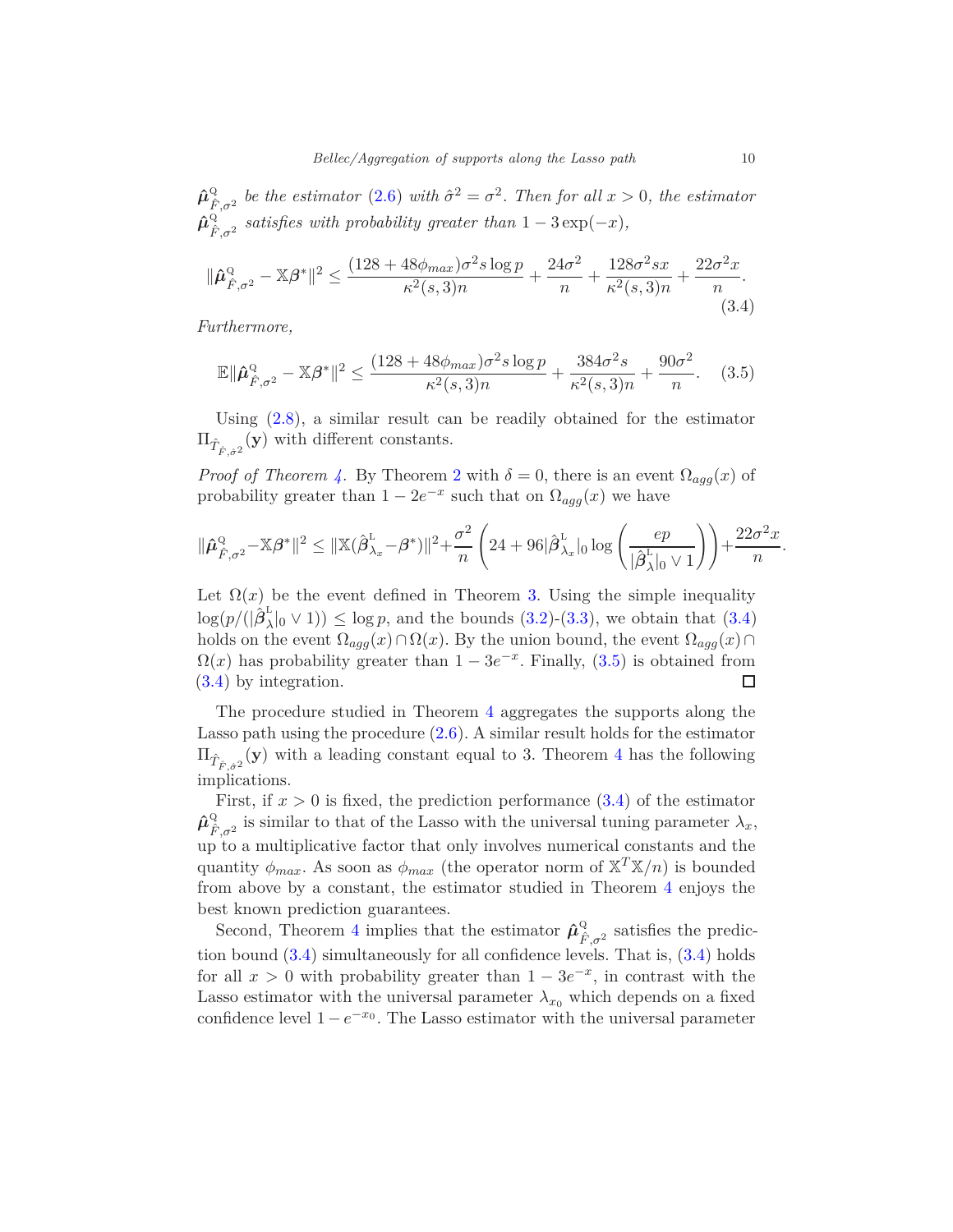$\hat{\boldsymbol{\mu}}^{\mathrm{Q}}_{\hat{F},\sigma^2}$ *be the estimator* (2.6) *with* $\hat{\sigma}^2 = \sigma^2$*. Then for all* $x > 0$*, the estimator* $\hat{\boldsymbol{\mu}}^{\mathrm{Q}}_{\hat{F},\sigma^2}$ *satisfies with probability greater than* $1 - 3\exp(-x)$*,*

$$\|\hat{\boldsymbol{\mu}}^{\mathrm{Q}}_{\hat{F},\sigma^2} - \mathbb{X}\boldsymbol{\beta}^*\|^2 \leq \frac{(128 + 48\phi_{max})\sigma^2 s \log p}{\kappa^2(s,3)n} + \frac{24\sigma^2}{n} + \frac{128\sigma^2 s x}{\kappa^2(s,3)n} + \frac{22\sigma^2 x}{n}. \tag{3.4}$$

*Furthermore,*

$$\mathbb{E}\|\hat{\boldsymbol{\mu}}^{\mathrm{Q}}_{\hat{F},\sigma^2} - \mathbb{X}\boldsymbol{\beta}^*\|^2 \leq \frac{(128 + 48\phi_{max})\sigma^2 s \log p}{\kappa^2(s,3)n} + \frac{384\sigma^2 s}{\kappa^2(s,3)n} + \frac{90\sigma^2}{n}. \tag{3.5}$$

Using (2.8), a similar result can be readily obtained for the estimator $\Pi_{\hat{T}_{\hat{F},\hat{\sigma}^2}}(\mathbf{y})$ with different constants.

*Proof of Theorem 4.* By Theorem 2 with $\delta = 0$, there is an event $\Omega_{agg}(x)$ of probability greater than $1 - 2e^{-x}$ such that on $\Omega_{agg}(x)$ we have

$$\|\hat{\boldsymbol{\mu}}^{\mathrm{Q}}_{\hat{F},\sigma^2} - \mathbb{X}\boldsymbol{\beta}^*\|^2 \leq \|\mathbb{X}(\hat{\boldsymbol{\beta}}^{\mathrm{L}}_{\lambda_x} - \boldsymbol{\beta}^*)\|^2 + \frac{\sigma^2}{n}\left(24 + 96|\hat{\boldsymbol{\beta}}^{\mathrm{L}}_{\lambda_x}|_0 \log\left(\frac{ep}{|\hat{\boldsymbol{\beta}}^{\mathrm{L}}_{\lambda}|_0 \vee 1}\right)\right) + \frac{22\sigma^2 x}{n}.$$

Let $\Omega(x)$ be the event defined in Theorem 3. Using the simple inequality $\log(p/(|\hat{\boldsymbol{\beta}}^{\mathrm{L}}_{\lambda}|_0 \vee 1)) \leq \log p$, and the bounds (3.2)-(3.3), we obtain that (3.4) holds on the event $\Omega_{agg}(x) \cap \Omega(x)$. By the union bound, the event $\Omega_{agg}(x) \cap \Omega(x)$ has probability greater than $1 - 3e^{-x}$. Finally, (3.5) is obtained from (3.4) by integration. □

The procedure studied in Theorem 4 aggregates the supports along the Lasso path using the procedure (2.6). A similar result holds for the estimator $\Pi_{\hat{T}_{\hat{F},\hat{\sigma}^2}}(\mathbf{y})$ with a leading constant equal to 3. Theorem 4 has the following implications.

First, if $x > 0$ is fixed, the prediction performance (3.4) of the estimator $\hat{\boldsymbol{\mu}}^{\mathrm{Q}}_{\hat{F},\sigma^2}$ is similar to that of the Lasso with the universal tuning parameter $\lambda_x$, up to a multiplicative factor that only involves numerical constants and the quantity $\phi_{max}$. As soon as $\phi_{max}$ (the operator norm of $\mathbb{X}^T\mathbb{X}/n$) is bounded from above by a constant, the estimator studied in Theorem 4 enjoys the best known prediction guarantees.

Second, Theorem 4 implies that the estimator $\hat{\boldsymbol{\mu}}^{\mathrm{Q}}_{\hat{F},\sigma^2}$ satisfies the prediction bound (3.4) simultaneously for all confidence levels. That is, (3.4) holds for all $x > 0$ with probability greater than $1 - 3e^{-x}$, in contrast with the Lasso estimator with the universal parameter $\lambda_{x_0}$ which depends on a fixed confidence level $1 - e^{-x_0}$. The Lasso estimator with the universal parameter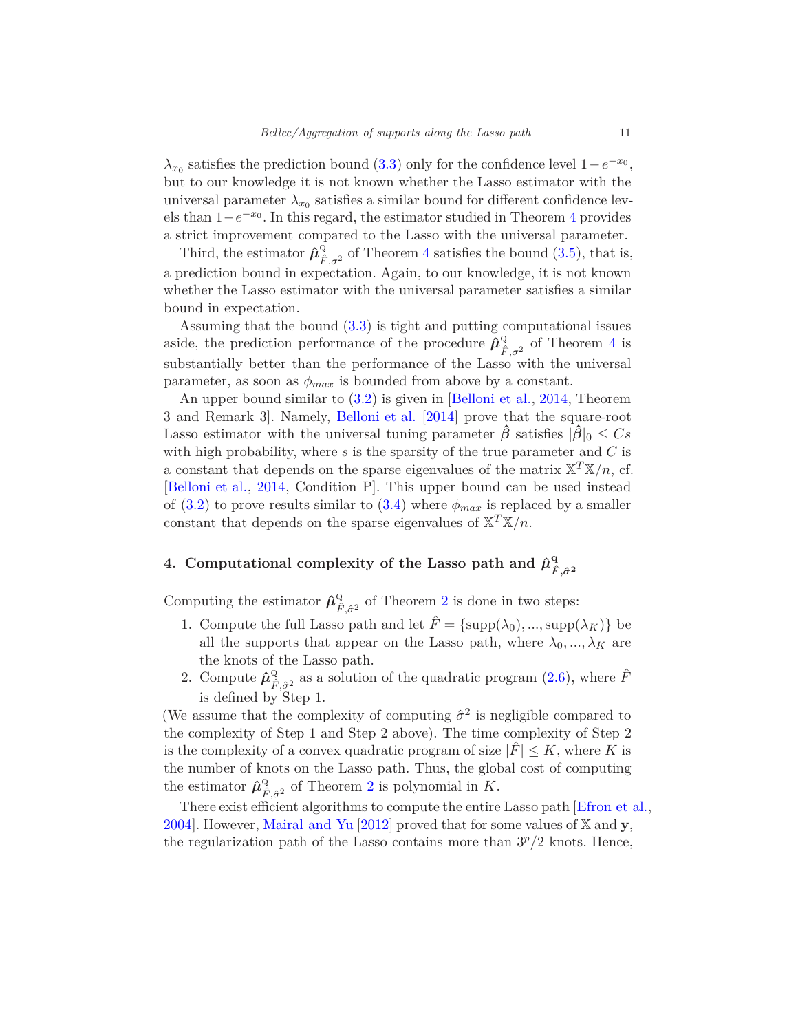$\lambda_{x_0}$ satisfies the prediction bound (3.3) only for the confidence level $1-e^{-x_0}$, but to our knowledge it is not known whether the Lasso estimator with the universal parameter $\lambda_{x_0}$ satisfies a similar bound for different confidence levels than $1-e^{-x_0}$. In this regard, the estimator studied in Theorem 4 provides a strict improvement compared to the Lasso with the universal parameter.

Third, the estimator $\hat{\boldsymbol{\mu}}^{\mathrm{Q}}_{\hat{F},\sigma^2}$ of Theorem 4 satisfies the bound (3.5), that is, a prediction bound in expectation. Again, to our knowledge, it is not known whether the Lasso estimator with the universal parameter satisfies a similar bound in expectation.

Assuming that the bound (3.3) is tight and putting computational issues aside, the prediction performance of the procedure $\hat{\boldsymbol{\mu}}^{\mathrm{Q}}_{\hat{F},\sigma^2}$ of Theorem 4 is substantially better than the performance of the Lasso with the universal parameter, as soon as $\phi_{max}$ is bounded from above by a constant.

An upper bound similar to (3.2) is given in [Belloni et al., 2014, Theorem 3 and Remark 3]. Namely, Belloni et al. [2014] prove that the square-root Lasso estimator with the universal tuning parameter $\hat{\boldsymbol{\beta}}$ satisfies $|\hat{\boldsymbol{\beta}}|_0 \leq Cs$ with high probability, where $s$ is the sparsity of the true parameter and $C$ is a constant that depends on the sparse eigenvalues of the matrix $\mathbb{X}^T\mathbb{X}/n$, cf. [Belloni et al., 2014, Condition P]. This upper bound can be used instead of (3.2) to prove results similar to (3.4) where $\phi_{max}$ is replaced by a smaller constant that depends on the sparse eigenvalues of $\mathbb{X}^T\mathbb{X}/n$.

## 4. Computational complexity of the Lasso path and $\hat{\boldsymbol{\mu}}^{\mathbf{q}}_{\hat{F},\hat{\sigma}^2}$

Computing the estimator $\hat{\boldsymbol{\mu}}^{\mathrm{Q}}_{\hat{F},\hat{\sigma}^2}$ of Theorem 2 is done in two steps:

1. Compute the full Lasso path and let $\hat{F} = \{\mathrm{supp}(\lambda_0), ..., \mathrm{supp}(\lambda_K)\}$ be all the supports that appear on the Lasso path, where $\lambda_0, ..., \lambda_K$ are the knots of the Lasso path.
2. Compute $\hat{\boldsymbol{\mu}}^{\mathrm{Q}}_{\hat{F},\hat{\sigma}^2}$ as a solution of the quadratic program (2.6), where $\hat{F}$ is defined by Step 1.

(We assume that the complexity of computing $\hat{\sigma}^2$ is negligible compared to the complexity of Step 1 and Step 2 above). The time complexity of Step 2 is the complexity of a convex quadratic program of size $|\hat{F}| \leq K$, where $K$ is the number of knots on the Lasso path. Thus, the global cost of computing the estimator $\hat{\boldsymbol{\mu}}^{\mathrm{Q}}_{\hat{F},\hat{\sigma}^2}$ of Theorem 2 is polynomial in $K$.

There exist efficient algorithms to compute the entire Lasso path [Efron et al., 2004]. However, Mairal and Yu [2012] proved that for some values of $\mathbb{X}$ and $\mathbf{y}$, the regularization path of the Lasso contains more than $3^p/2$ knots. Hence,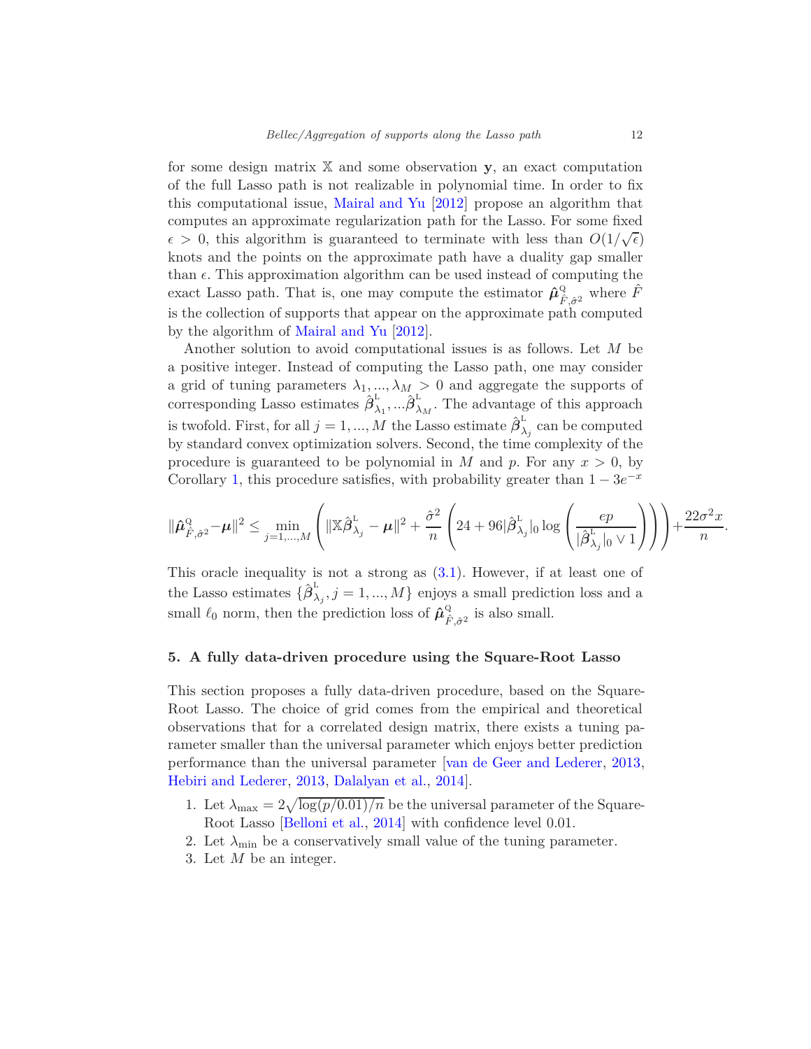for some design matrix $\mathbb{X}$ and some observation $\mathbf{y}$, an exact computation of the full Lasso path is not realizable in polynomial time. In order to fix this computational issue, Mairal and Yu [2012] propose an algorithm that computes an approximate regularization path for the Lasso. For some fixed $\epsilon > 0$, this algorithm is guaranteed to terminate with less than $O(1/\sqrt{\epsilon})$ knots and the points on the approximate path have a duality gap smaller than $\epsilon$. This approximation algorithm can be used instead of computing the exact Lasso path. That is, one may compute the estimator $\hat{\boldsymbol{\mu}}^{\mathrm{Q}}_{\hat{F},\hat{\sigma}^2}$ where $\hat{F}$ is the collection of supports that appear on the approximate path computed by the algorithm of Mairal and Yu [2012].

Another solution to avoid computational issues is as follows. Let $M$ be a positive integer. Instead of computing the Lasso path, one may consider a grid of tuning parameters $\lambda_1, ..., \lambda_M > 0$ and aggregate the supports of corresponding Lasso estimates $\hat{\boldsymbol{\beta}}^{\mathrm{L}}_{\lambda_1}, ...\hat{\boldsymbol{\beta}}^{\mathrm{L}}_{\lambda_M}$. The advantage of this approach is twofold. First, for all $j = 1, ..., M$ the Lasso estimate $\hat{\boldsymbol{\beta}}^{\mathrm{L}}_{\lambda_j}$ can be computed by standard convex optimization solvers. Second, the time complexity of the procedure is guaranteed to be polynomial in $M$ and $p$. For any $x > 0$, by Corollary 1, this procedure satisfies, with probability greater than $1 - 3e^{-x}$

$$\|\hat{\boldsymbol{\mu}}^{\mathrm{Q}}_{\hat{F},\hat{\sigma}^2} - \boldsymbol{\mu}\|^2 \leq \min_{j=1,...,M} \left( \|\mathbb{X}\hat{\boldsymbol{\beta}}^{\mathrm{L}}_{\lambda_j} - \boldsymbol{\mu}\|^2 + \frac{\hat{\sigma}^2}{n} \left( 24 + 96 |\hat{\boldsymbol{\beta}}^{\mathrm{L}}_{\lambda_j}|_0 \log \left( \frac{ep}{|\hat{\boldsymbol{\beta}}^{\mathrm{L}}_{\lambda_j}|_0 \vee 1} \right) \right) \right) + \frac{22\sigma^2 x}{n}.$$

This oracle inequality is not a strong as (3.1). However, if at least one of the Lasso estimates $\{\hat{\boldsymbol{\beta}}^{\mathrm{L}}_{\lambda_j}, j = 1, ..., M\}$ enjoys a small prediction loss and a small $\ell_0$ norm, then the prediction loss of $\hat{\boldsymbol{\mu}}^{\mathrm{Q}}_{\hat{F},\hat{\sigma}^2}$ is also small.

## 5. A fully data-driven procedure using the Square-Root Lasso

This section proposes a fully data-driven procedure, based on the Square-Root Lasso. The choice of grid comes from the empirical and theoretical observations that for a correlated design matrix, there exists a tuning parameter smaller than the universal parameter which enjoys better prediction performance than the universal parameter [van de Geer and Lederer, 2013, Hebiri and Lederer, 2013, Dalalyan et al., 2014].

1. Let $\lambda_{\max} = 2\sqrt{\log(p/0.01)/n}$ be the universal parameter of the Square-Root Lasso [Belloni et al., 2014] with confidence level 0.01.
2. Let $\lambda_{\min}$ be a conservatively small value of the tuning parameter.
3. Let $M$ be an integer.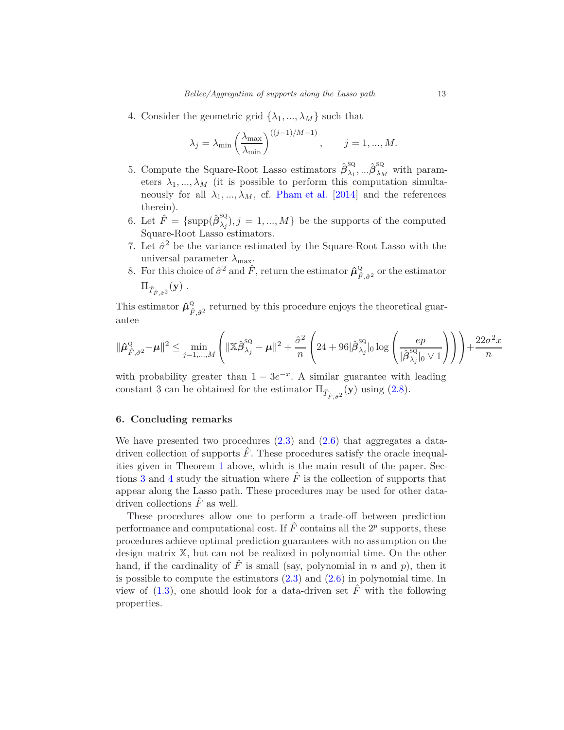4. Consider the geometric grid $\{\lambda_1, ..., \lambda_M\}$ such that

$$\lambda_j = \lambda_{\min} \left(\frac{\lambda_{\max}}{\lambda_{\min}}\right)^{((j-1)/M-1)}, \qquad j = 1, ..., M.$$

5. Compute the Square-Root Lasso estimators $\hat{\boldsymbol{\beta}}^{\text{SQ}}_{\lambda_1}, ...\hat{\boldsymbol{\beta}}^{\text{SQ}}_{\lambda_M}$ with parameters $\lambda_1, ..., \lambda_M$ (it is possible to perform this computation simultaneously for all $\lambda_1, ..., \lambda_M$, cf. Pham et al. [2014] and the references therein).
6. Let $\hat{F} = \{\text{supp}(\hat{\boldsymbol{\beta}}^{\text{SQ}}_{\lambda_j}), j = 1, ..., M\}$ be the supports of the computed Square-Root Lasso estimators.
7. Let $\hat{\sigma}^2$ be the variance estimated by the Square-Root Lasso with the universal parameter $\lambda_{\max}$.
8. For this choice of $\hat{\sigma}^2$ and $\hat{F}$, return the estimator $\hat{\boldsymbol{\mu}}^{\text{Q}}_{\hat{F},\hat{\sigma}^2}$ or the estimator $\Pi_{\hat{T}_{\hat{F},\hat{\sigma}^2}}(\mathbf{y})$ .

This estimator $\hat{\boldsymbol{\mu}}^{\text{Q}}_{\hat{F},\hat{\sigma}^2}$ returned by this procedure enjoys the theoretical guarantee

$$\|\hat{\boldsymbol{\mu}}^{\text{Q}}_{\hat{F},\hat{\sigma}^2} - \boldsymbol{\mu}\|^2 \leq \min_{j=1,...,M} \left( \|\mathbb{X}\hat{\boldsymbol{\beta}}^{\text{SQ}}_{\lambda_j} - \boldsymbol{\mu}\|^2 + \frac{\hat{\sigma}^2}{n} \left( 24 + 96 |\hat{\boldsymbol{\beta}}^{\text{SQ}}_{\lambda_j}|_0 \log\left( \frac{ep}{|\hat{\boldsymbol{\beta}}^{\text{SQ}}_{\lambda_j}|_0 \vee 1} \right) \right) \right) + \frac{22\sigma^2 x}{n}$$

with probability greater than $1 - 3e^{-x}$. A similar guarantee with leading constant 3 can be obtained for the estimator $\Pi_{\hat{T}_{\hat{F},\hat{\sigma}^2}}(\mathbf{y})$ using (2.8).

## 6. Concluding remarks

We have presented two procedures (2.3) and (2.6) that aggregates a data-driven collection of supports $\hat{F}$. These procedures satisfy the oracle inequalities given in Theorem 1 above, which is the main result of the paper. Sections 3 and 4 study the situation where $\hat{F}$ is the collection of supports that appear along the Lasso path. These procedures may be used for other data-driven collections $\hat{F}$ as well.

These procedures allow one to perform a trade-off between prediction performance and computational cost. If $\hat{F}$ contains all the $2^p$ supports, these procedures achieve optimal prediction guarantees with no assumption on the design matrix $\mathbb{X}$, but can not be realized in polynomial time. On the other hand, if the cardinality of $\hat{F}$ is small (say, polynomial in $n$ and $p$), then it is possible to compute the estimators (2.3) and (2.6) in polynomial time. In view of (1.3), one should look for a data-driven set $\hat{F}$ with the following properties.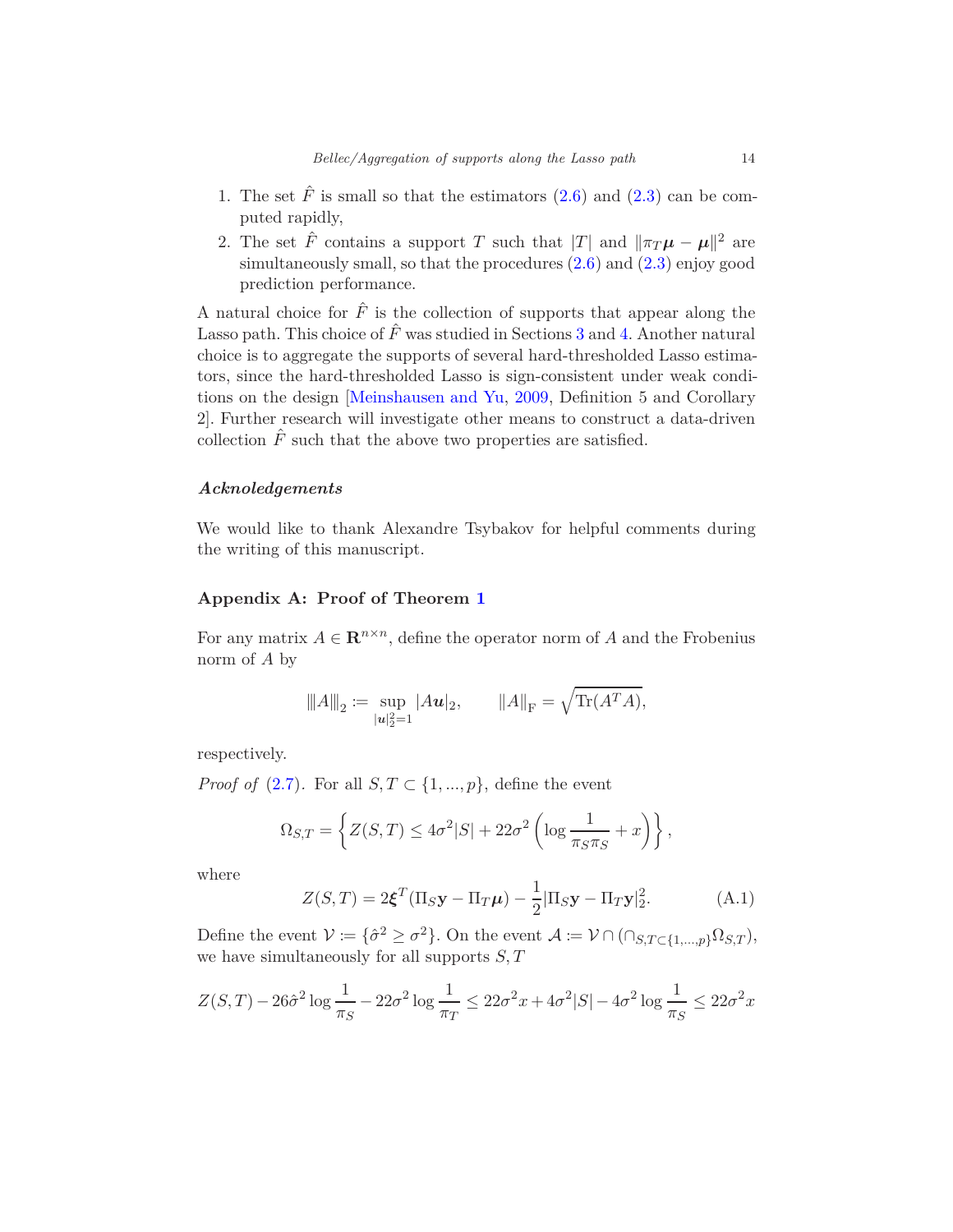1. The set $\hat{F}$ is small so that the estimators (2.6) and (2.3) can be computed rapidly,
2. The set $\hat{F}$ contains a support $T$ such that $|T|$ and $\|\pi_T \boldsymbol{\mu} - \boldsymbol{\mu}\|^2$ are simultaneously small, so that the procedures (2.6) and (2.3) enjoy good prediction performance.

A natural choice for $\hat{F}$ is the collection of supports that appear along the Lasso path. This choice of $\hat{F}$ was studied in Sections 3 and 4. Another natural choice is to aggregate the supports of several hard-thresholded Lasso estimators, since the hard-thresholded Lasso is sign-consistent under weak conditions on the design [Meinshausen and Yu, 2009, Definition 5 and Corollary 2]. Further research will investigate other means to construct a data-driven collection $\hat{F}$ such that the above two properties are satisfied.

### *Acknoledgements*

We would like to thank Alexandre Tsybakov for helpful comments during the writing of this manuscript.

## Appendix A: Proof of Theorem 1

For any matrix $A \in \mathbf{R}^{n\times n}$, define the operator norm of $A$ and the Frobenius norm of $A$ by

$$\|\!|A|\!\|_2 := \sup_{|\boldsymbol{u}|_2^2=1} |A\boldsymbol{u}|_2, \qquad \|A\|_{\mathrm{F}} = \sqrt{\mathrm{Tr}(A^T A)},$$

respectively.

*Proof of* (2.7). For all $S, T \subset \{1, ..., p\}$, define the event

$$\Omega_{S,T} = \left\{ Z(S,T) \leq 4\sigma^2 |S| + 22\sigma^2 \left( \log \frac{1}{\pi_S \pi_S} + x \right) \right\},$$

where

$$Z(S,T) = 2\boldsymbol{\xi}^T(\Pi_S \mathbf{y} - \Pi_T \boldsymbol{\mu}) - \frac{1}{2}|\Pi_S \mathbf{y} - \Pi_T \mathbf{y}|_2^2. \tag{A.1}$$

Define the event $\mathcal{V} := \{\hat{\sigma}^2 \geq \sigma^2\}$. On the event $\mathcal{A} := \mathcal{V} \cap (\cap_{S,T\subset\{1,\dots,p\}} \Omega_{S,T})$, we have simultaneously for all supports $S, T$

$$Z(S,T) - 26\hat{\sigma}^2 \log\frac{1}{\pi_S} - 22\sigma^2 \log\frac{1}{\pi_T} \leq 22\sigma^2 x + 4\sigma^2|S| - 4\sigma^2 \log\frac{1}{\pi_S} \leq 22\sigma^2 x$$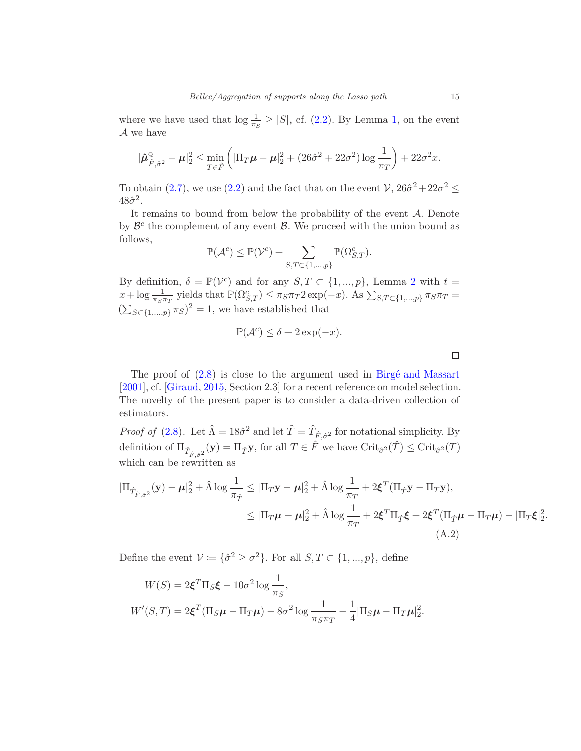where we have used that $\log \frac{1}{\pi_S} \geq |S|$, cf. (2.2). By Lemma 1, on the event $\mathcal{A}$ we have

$$|\hat{\boldsymbol{\mu}}^{\mathrm{Q}}_{\hat{F},\hat{\sigma}^2} - \boldsymbol{\mu}|_2^2 \leq \min_{T \in \hat{F}} \left( |\Pi_T \boldsymbol{\mu} - \boldsymbol{\mu}|_2^2 + (26\hat{\sigma}^2 + 22\sigma^2) \log \frac{1}{\pi_T} \right) + 22\sigma^2 x.$$

To obtain (2.7), we use (2.2) and the fact that on the event $\mathcal{V}$, $26\hat{\sigma}^2 + 22\sigma^2 \leq 48\hat{\sigma}^2$.

It remains to bound from below the probability of the event $\mathcal{A}$. Denote by $\mathcal{B}^c$ the complement of any event $\mathcal{B}$. We proceed with the union bound as follows,

$$\mathbb{P}(\mathcal{A}^c) \leq \mathbb{P}(\mathcal{V}^c) + \sum_{S,T \subset \{1,...,p\}} \mathbb{P}(\Omega_{S,T}^c).$$

By definition, $\delta = \mathbb{P}(\mathcal{V}^c)$ and for any $S, T \subset \{1, ..., p\}$, Lemma 2 with $t = x + \log \frac{1}{\pi_S \pi_T}$ yields that $\mathbb{P}(\Omega_{S,T}^c) \leq \pi_S \pi_T 2 \exp(-x)$. As $\sum_{S,T \subset \{1,...,p\}} \pi_S \pi_T = (\sum_{S \subset \{1,...,p\}} \pi_S)^2 = 1$, we have established that

$$\mathbb{P}(\mathcal{A}^c) \leq \delta + 2\exp(-x).$$

□

The proof of (2.8) is close to the argument used in Birgé and Massart [2001], cf. [Giraud, 2015, Section 2.3] for a recent reference on model selection. The novelty of the present paper is to consider a data-driven collection of estimators.

*Proof of* (2.8). Let $\hat{\Lambda} = 18\hat{\sigma}^2$ and let $\hat{T} = \hat{T}_{\hat{F},\hat{\sigma}^2}$ for notational simplicity. By definition of $\Pi_{\hat{T}_{\hat{F},\hat{\sigma}^2}}(\mathbf{y}) = \Pi_{\hat{T}}\mathbf{y}$, for all $T \in \hat{F}$ we have $\mathrm{Crit}_{\hat{\sigma}^2}(\hat{T}) \leq \mathrm{Crit}_{\hat{\sigma}^2}(T)$ which can be rewritten as

$$\begin{aligned}|\Pi_{\hat{T}_{\hat{F},\hat{\sigma}^2}}(\mathbf{y}) - \boldsymbol{\mu}|_2^2 + \hat{\Lambda} \log \frac{1}{\pi_{\hat{T}}} &\leq |\Pi_T \mathbf{y} - \boldsymbol{\mu}|_2^2 + \hat{\Lambda} \log \frac{1}{\pi_T} + 2\boldsymbol{\xi}^T(\Pi_{\hat{T}}\mathbf{y} - \Pi_T \mathbf{y}), \\ &\leq |\Pi_T \boldsymbol{\mu} - \boldsymbol{\mu}|_2^2 + \hat{\Lambda} \log \frac{1}{\pi_T} + 2\boldsymbol{\xi}^T \Pi_{\hat{T}} \boldsymbol{\xi} + 2\boldsymbol{\xi}^T(\Pi_{\hat{T}}\boldsymbol{\mu} - \Pi_T \boldsymbol{\mu}) - |\Pi_T \boldsymbol{\xi}|_2^2.\end{aligned} \tag{A.2}$$

Define the event $\mathcal{V} := \{\hat{\sigma}^2 \geq \sigma^2\}$. For all $S, T \subset \{1, ..., p\}$, define

$$\begin{aligned}W(S) &= 2\boldsymbol{\xi}^T \Pi_S \boldsymbol{\xi} - 10\sigma^2 \log \frac{1}{\pi_S}, \\ W'(S,T) &= 2\boldsymbol{\xi}^T(\Pi_S \boldsymbol{\mu} - \Pi_T \boldsymbol{\mu}) - 8\sigma^2 \log \frac{1}{\pi_S \pi_T} - \frac{1}{4}|\Pi_S \boldsymbol{\mu} - \Pi_T \boldsymbol{\mu}|_2^2.\end{aligned}$$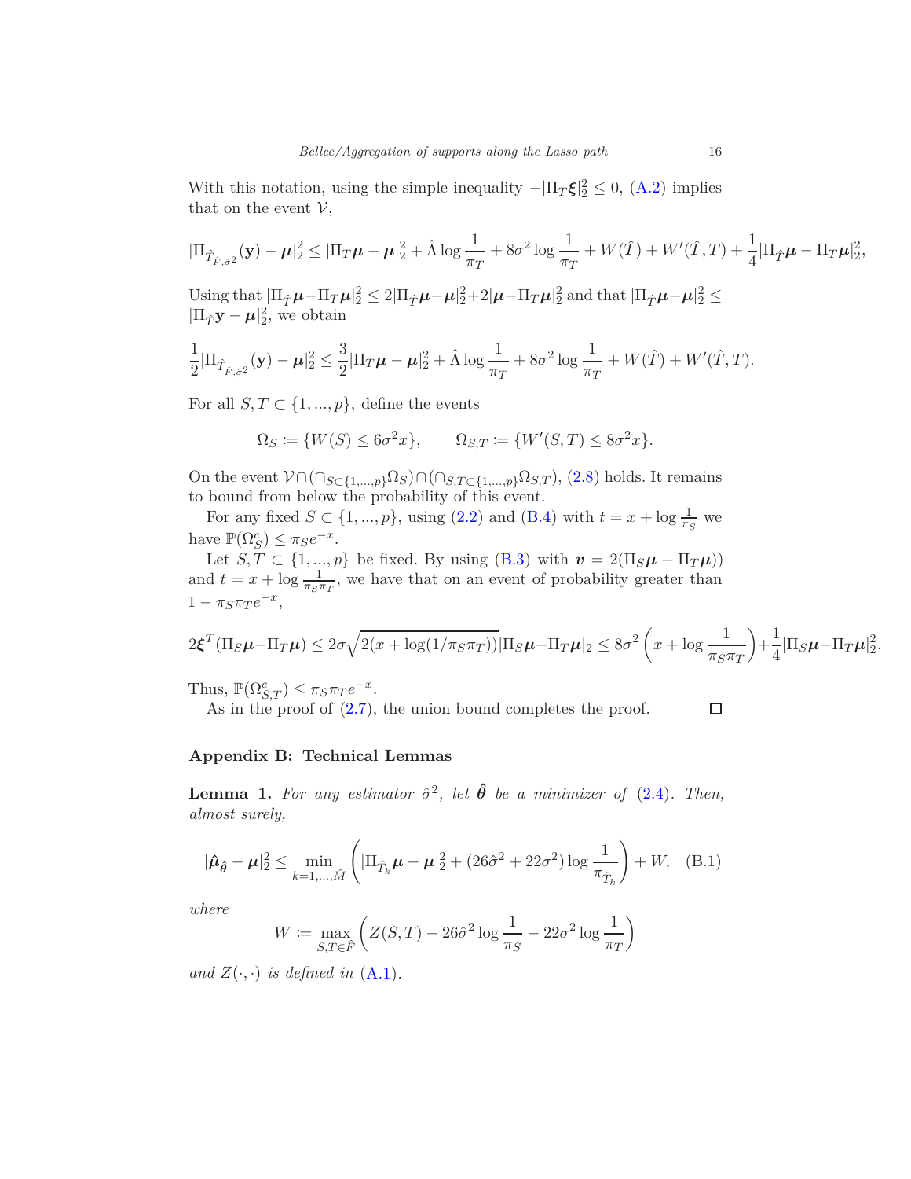With this notation, using the simple inequality $-|\Pi_T \boldsymbol{\xi}|_2^2 \leq 0$, (A.2) implies that on the event $\mathcal{V}$,

$$|\Pi_{\hat{T}_{\hat{F},\hat{\sigma}^2}}(\mathbf{y}) - \boldsymbol{\mu}|_2^2 \leq |\Pi_T \boldsymbol{\mu} - \boldsymbol{\mu}|_2^2 + \hat{\Lambda} \log \frac{1}{\pi_T} + 8\sigma^2 \log \frac{1}{\pi_T} + W(\hat{T}) + W'(\hat{T}, T) + \frac{1}{4}|\Pi_{\hat{T}}\boldsymbol{\mu} - \Pi_T \boldsymbol{\mu}|_2^2,$$

Using that $|\Pi_{\hat{T}}\boldsymbol{\mu} - \Pi_T\boldsymbol{\mu}|_2^2 \leq 2|\Pi_{\hat{T}}\boldsymbol{\mu} - \boldsymbol{\mu}|_2^2 + 2|\boldsymbol{\mu} - \Pi_T\boldsymbol{\mu}|_2^2$ and that $|\Pi_{\hat{T}}\boldsymbol{\mu} - \boldsymbol{\mu}|_2^2 \leq |\Pi_{\hat{T}}\mathbf{y} - \boldsymbol{\mu}|_2^2$, we obtain

$$\frac{1}{2}|\Pi_{\hat{T}_{\hat{F},\hat{\sigma}^2}}(\mathbf{y}) - \boldsymbol{\mu}|_2^2 \leq \frac{3}{2}|\Pi_T \boldsymbol{\mu} - \boldsymbol{\mu}|_2^2 + \hat{\Lambda} \log \frac{1}{\pi_T} + 8\sigma^2 \log \frac{1}{\pi_T} + W(\hat{T}) + W'(\hat{T}, T).$$

For all $S, T \subset \{1, ..., p\}$, define the events

$$\Omega_S := \{W(S) \leq 6\sigma^2 x\}, \qquad \Omega_{S,T} := \{W'(S,T) \leq 8\sigma^2 x\}.$$

On the event $\mathcal{V} \cap (\cap_{S \subset \{1,...,p\}} \Omega_S) \cap (\cap_{S,T \subset \{1,...,p\}} \Omega_{S,T})$, (2.8) holds. It remains to bound from below the probability of this event.

For any fixed $S \subset \{1, ..., p\}$, using (2.2) and (B.4) with $t = x + \log \frac{1}{\pi_S}$ we have $\mathbb{P}(\Omega_S^c) \leq \pi_S e^{-x}$.

Let $S, T \subset \{1, ..., p\}$ be fixed. By using (B.3) with $\boldsymbol{v} = 2(\Pi_S\boldsymbol{\mu} - \Pi_T\boldsymbol{\mu})$ and $t = x + \log \frac{1}{\pi_S \pi_T}$, we have that on an event of probability greater than $1 - \pi_S \pi_T e^{-x}$,

$$2\boldsymbol{\xi}^T(\Pi_S\boldsymbol{\mu} - \Pi_T\boldsymbol{\mu}) \leq 2\sigma\sqrt{2(x + \log(1/\pi_S\pi_T))}|\Pi_S\boldsymbol{\mu} - \Pi_T\boldsymbol{\mu}|_2 \leq 8\sigma^2\left(x + \log\frac{1}{\pi_S\pi_T}\right) + \frac{1}{4}|\Pi_S\boldsymbol{\mu} - \Pi_T\boldsymbol{\mu}|_2^2.$$

Thus, $\mathbb{P}(\Omega_{S,T}^c) \leq \pi_S \pi_T e^{-x}$.

As in the proof of (2.7), the union bound completes the proof. □

## Appendix B: Technical Lemmas

**Lemma 1.** *For any estimator $\hat{\sigma}^2$, let $\hat{\boldsymbol{\theta}}$ be a minimizer of (2.4). Then, almost surely,*

$$|\hat{\boldsymbol{\mu}}_{\hat{\boldsymbol{\theta}}} - \boldsymbol{\mu}|_2^2 \leq \min_{k=1,...,\hat{M}} \left( |\Pi_{\hat{T}_k}\boldsymbol{\mu} - \boldsymbol{\mu}|_2^2 + (26\hat{\sigma}^2 + 22\sigma^2)\log\frac{1}{\pi_{\hat{T}_k}} \right) + W, \quad \text{(B.1)}$$

*where*

$$W := \max_{S,T \in \hat{F}} \left( Z(S,T) - 26\hat{\sigma}^2 \log\frac{1}{\pi_S} - 22\sigma^2 \log\frac{1}{\pi_T} \right)$$

*and $Z(\cdot,\cdot)$ is defined in (A.1).*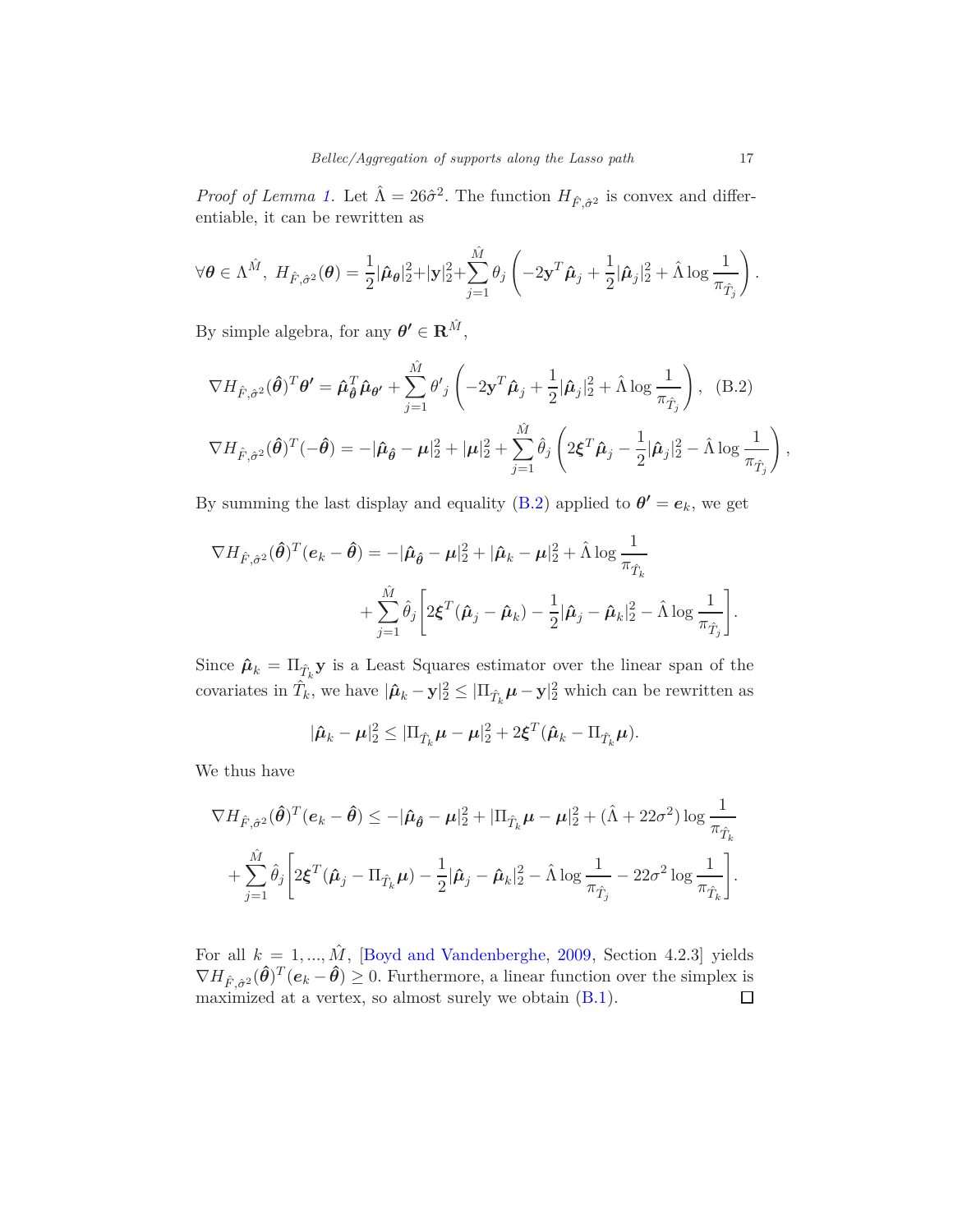*Proof of Lemma 1.* Let $\hat{\Lambda} = 26\hat{\sigma}^2$. The function $H_{\hat{F},\hat{\sigma}^2}$ is convex and differentiable, it can be rewritten as

$$\forall \boldsymbol{\theta} \in \Lambda^{\hat{M}},\ H_{\hat{F},\hat{\sigma}^2}(\boldsymbol{\theta}) = \frac{1}{2}|\hat{\boldsymbol{\mu}}_{\boldsymbol{\theta}}|_2^2 + |\mathbf{y}|_2^2 + \sum_{j=1}^{\hat{M}} \theta_j \left( -2\mathbf{y}^T \hat{\boldsymbol{\mu}}_j + \frac{1}{2}|\hat{\boldsymbol{\mu}}_j|_2^2 + \hat{\Lambda} \log \frac{1}{\pi_{\hat{T}_j}} \right).$$

By simple algebra, for any $\boldsymbol{\theta'} \in \mathbf{R}^{\hat{M}}$,

$$\nabla H_{\hat{F},\hat{\sigma}^2}(\hat{\boldsymbol{\theta}})^T \boldsymbol{\theta'} = \hat{\boldsymbol{\mu}}_{\hat{\boldsymbol{\theta}}}^T \hat{\boldsymbol{\mu}}_{\boldsymbol{\theta'}} + \sum_{j=1}^{\hat{M}} \theta'_j \left( -2\mathbf{y}^T \hat{\boldsymbol{\mu}}_j + \frac{1}{2}|\hat{\boldsymbol{\mu}}_j|_2^2 + \hat{\Lambda} \log \frac{1}{\pi_{\hat{T}_j}} \right), \quad \text{(B.2)}$$

$$\nabla H_{\hat{F},\hat{\sigma}^2}(\hat{\boldsymbol{\theta}})^T (-\hat{\boldsymbol{\theta}}) = -|\hat{\boldsymbol{\mu}}_{\hat{\boldsymbol{\theta}}} - \boldsymbol{\mu}|_2^2 + |\boldsymbol{\mu}|_2^2 + \sum_{j=1}^{\hat{M}} \hat{\theta}_j \left( 2\boldsymbol{\xi}^T \hat{\boldsymbol{\mu}}_j - \frac{1}{2}|\hat{\boldsymbol{\mu}}_j|_2^2 - \hat{\Lambda} \log \frac{1}{\pi_{\hat{T}_j}} \right),$$

By summing the last display and equality (B.2) applied to $\boldsymbol{\theta'} = \boldsymbol{e}_k$, we get

$$\begin{aligned}\nabla H_{\hat{F},\hat{\sigma}^2}(\hat{\boldsymbol{\theta}})^T (\boldsymbol{e}_k - \hat{\boldsymbol{\theta}}) &= -|\hat{\boldsymbol{\mu}}_{\hat{\boldsymbol{\theta}}} - \boldsymbol{\mu}|_2^2 + |\hat{\boldsymbol{\mu}}_k - \boldsymbol{\mu}|_2^2 + \hat{\Lambda} \log \frac{1}{\pi_{\hat{T}_k}} \\ &\quad + \sum_{j=1}^{\hat{M}} \hat{\theta}_j \left[ 2\boldsymbol{\xi}^T (\hat{\boldsymbol{\mu}}_j - \hat{\boldsymbol{\mu}}_k) - \frac{1}{2}|\hat{\boldsymbol{\mu}}_j - \hat{\boldsymbol{\mu}}_k|_2^2 - \hat{\Lambda} \log \frac{1}{\pi_{\hat{T}_j}} \right].\end{aligned}$$

Since $\hat{\boldsymbol{\mu}}_k = \Pi_{\hat{T}_k} \mathbf{y}$ is a Least Squares estimator over the linear span of the covariates in $\hat{T}_k$, we have $|\hat{\boldsymbol{\mu}}_k - \mathbf{y}|_2^2 \leq |\Pi_{\hat{T}_k} \boldsymbol{\mu} - \mathbf{y}|_2^2$ which can be rewritten as

$$|\hat{\boldsymbol{\mu}}_k - \boldsymbol{\mu}|_2^2 \leq |\Pi_{\hat{T}_k} \boldsymbol{\mu} - \boldsymbol{\mu}|_2^2 + 2\boldsymbol{\xi}^T (\hat{\boldsymbol{\mu}}_k - \Pi_{\hat{T}_k} \boldsymbol{\mu}).$$

We thus have

$$\begin{aligned}\nabla H_{\hat{F},\hat{\sigma}^2}(\hat{\boldsymbol{\theta}})^T (\boldsymbol{e}_k - \hat{\boldsymbol{\theta}}) &\leq -|\hat{\boldsymbol{\mu}}_{\hat{\boldsymbol{\theta}}} - \boldsymbol{\mu}|_2^2 + |\Pi_{\hat{T}_k} \boldsymbol{\mu} - \boldsymbol{\mu}|_2^2 + (\hat{\Lambda} + 22\sigma^2) \log \frac{1}{\pi_{\hat{T}_k}} \\ &+ \sum_{j=1}^{\hat{M}} \hat{\theta}_j \left[ 2\boldsymbol{\xi}^T (\hat{\boldsymbol{\mu}}_j - \Pi_{\hat{T}_k} \boldsymbol{\mu}) - \frac{1}{2}|\hat{\boldsymbol{\mu}}_j - \hat{\boldsymbol{\mu}}_k|_2^2 - \hat{\Lambda} \log \frac{1}{\pi_{\hat{T}_j}} - 22\sigma^2 \log \frac{1}{\pi_{\hat{T}_k}} \right].\end{aligned}$$

For all $k = 1, ..., \hat{M}$, [Boyd and Vandenberghe, 2009, Section 4.2.3] yields $\nabla H_{\hat{F},\hat{\sigma}^2}(\hat{\boldsymbol{\theta}})^T (\boldsymbol{e}_k - \hat{\boldsymbol{\theta}}) \geq 0$. Furthermore, a linear function over the simplex is maximized at a vertex, so almost surely we obtain (B.1). □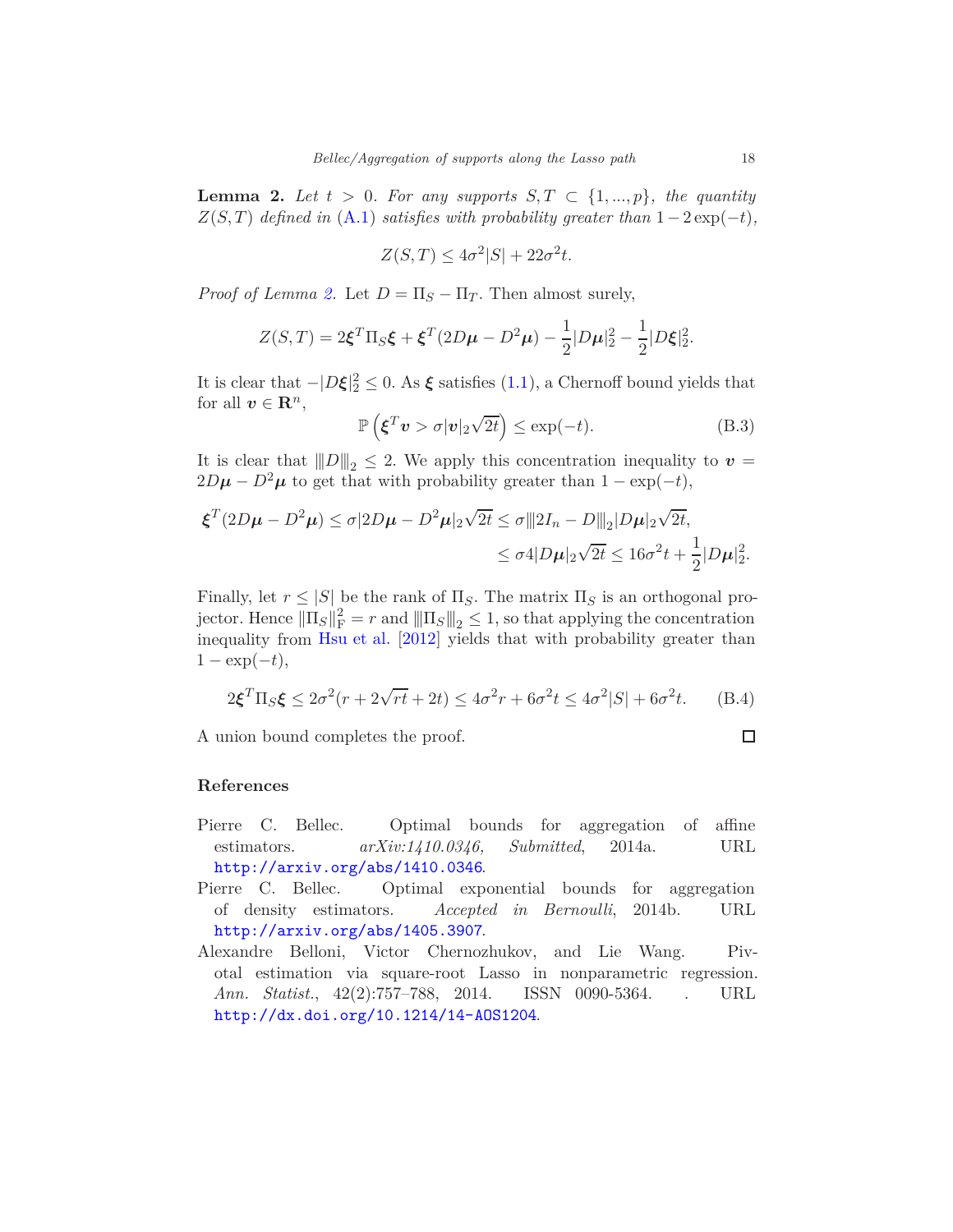**Lemma 2.** *Let $t > 0$. For any supports $S, T \subset \{1, ..., p\}$, the quantity $Z(S,T)$ defined in (A.1) satisfies with probability greater than $1 - 2\exp(-t)$,*

$$Z(S,T) \leq 4\sigma^2|S| + 22\sigma^2 t.$$

*Proof of Lemma 2.* Let $D = \Pi_S - \Pi_T$. Then almost surely,

$$Z(S,T) = 2\boldsymbol{\xi}^T \Pi_S \boldsymbol{\xi} + \boldsymbol{\xi}^T(2D\boldsymbol{\mu} - D^2\boldsymbol{\mu}) - \frac{1}{2}|D\boldsymbol{\mu}|_2^2 - \frac{1}{2}|D\boldsymbol{\xi}|_2^2.$$

It is clear that $-|D\boldsymbol{\xi}|_2^2 \leq 0$. As $\boldsymbol{\xi}$ satisfies (1.1), a Chernoff bound yields that for all $\boldsymbol{v} \in \mathbf{R}^n$,

$$\mathbb{P}\left(\boldsymbol{\xi}^T \boldsymbol{v} > \sigma|\boldsymbol{v}|_2\sqrt{2t}\right) \leq \exp(-t). \tag{B.3}$$

It is clear that $|||D|||_2 \leq 2$. We apply this concentration inequality to $\boldsymbol{v} = 2D\boldsymbol{\mu} - D^2\boldsymbol{\mu}$ to get that with probability greater than $1 - \exp(-t)$,

$$\begin{aligned}\boldsymbol{\xi}^T(2D\boldsymbol{\mu} - D^2\boldsymbol{\mu}) \leq \sigma|2D\boldsymbol{\mu} - D^2\boldsymbol{\mu}|_2\sqrt{2t} &\leq \sigma|||2I_n - D|||_2|D\boldsymbol{\mu}|_2\sqrt{2t}, \\ &\leq \sigma 4|D\boldsymbol{\mu}|_2\sqrt{2t} \leq 16\sigma^2 t + \frac{1}{2}|D\boldsymbol{\mu}|_2^2.\end{aligned}$$

Finally, let $r \leq |S|$ be the rank of $\Pi_S$. The matrix $\Pi_S$ is an orthogonal projector. Hence $\|\Pi_S\|_F^2 = r$ and $|||\Pi_S|||_2 \leq 1$, so that applying the concentration inequality from Hsu et al. [2012] yields that with probability greater than $1 - \exp(-t)$,

$$2\boldsymbol{\xi}^T \Pi_S \boldsymbol{\xi} \leq 2\sigma^2(r + 2\sqrt{rt} + 2t) \leq 4\sigma^2 r + 6\sigma^2 t \leq 4\sigma^2|S| + 6\sigma^2 t. \tag{B.4}$$

A union bound completes the proof. □

## References

Pierre C. Bellec. Optimal bounds for aggregation of affine estimators. *arXiv:1410.0346, Submitted*, 2014a. URL http://arxiv.org/abs/1410.0346.

Pierre C. Bellec. Optimal exponential bounds for aggregation of density estimators. *Accepted in Bernoulli*, 2014b. URL http://arxiv.org/abs/1405.3907.

Alexandre Belloni, Victor Chernozhukov, and Lie Wang. Pivotal estimation via square-root Lasso in nonparametric regression. *Ann. Statist.*, 42(2):757–788, 2014. ISSN 0090-5364. . URL http://dx.doi.org/10.1214/14-AOS1204.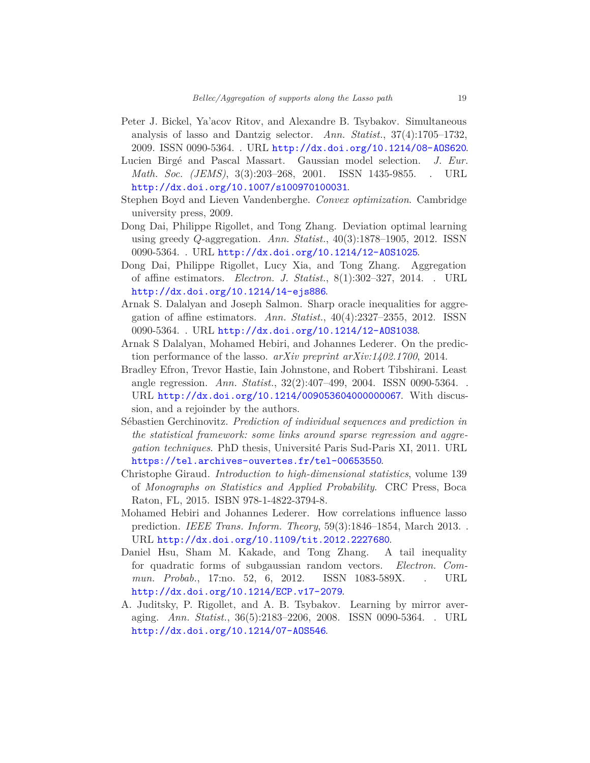Peter J. Bickel, Ya'acov Ritov, and Alexandre B. Tsybakov. Simultaneous analysis of lasso and Dantzig selector. *Ann. Statist.*, 37(4):1705–1732, 2009. ISSN 0090-5364. . URL http://dx.doi.org/10.1214/08-AOS620.

Lucien Birgé and Pascal Massart. Gaussian model selection. *J. Eur. Math. Soc. (JEMS)*, 3(3):203–268, 2001. ISSN 1435-9855. . URL http://dx.doi.org/10.1007/s100970100031.

Stephen Boyd and Lieven Vandenberghe. *Convex optimization*. Cambridge university press, 2009.

Dong Dai, Philippe Rigollet, and Tong Zhang. Deviation optimal learning using greedy $Q$-aggregation. *Ann. Statist.*, 40(3):1878–1905, 2012. ISSN 0090-5364. . URL http://dx.doi.org/10.1214/12-AOS1025.

Dong Dai, Philippe Rigollet, Lucy Xia, and Tong Zhang. Aggregation of affine estimators. *Electron. J. Statist.*, 8(1):302–327, 2014. . URL http://dx.doi.org/10.1214/14-ejs886.

Arnak S. Dalalyan and Joseph Salmon. Sharp oracle inequalities for aggregation of affine estimators. *Ann. Statist.*, 40(4):2327–2355, 2012. ISSN 0090-5364. . URL http://dx.doi.org/10.1214/12-AOS1038.

Arnak S Dalalyan, Mohamed Hebiri, and Johannes Lederer. On the prediction performance of the lasso. *arXiv preprint arXiv:1402.1700*, 2014.

Bradley Efron, Trevor Hastie, Iain Johnstone, and Robert Tibshirani. Least angle regression. *Ann. Statist.*, 32(2):407–499, 2004. ISSN 0090-5364. . URL http://dx.doi.org/10.1214/009053604000000067. With discussion, and a rejoinder by the authors.

Sébastien Gerchinovitz. *Prediction of individual sequences and prediction in the statistical framework: some links around sparse regression and aggregation techniques*. PhD thesis, Université Paris Sud-Paris XI, 2011. URL https://tel.archives-ouvertes.fr/tel-00653550.

Christophe Giraud. *Introduction to high-dimensional statistics*, volume 139 of *Monographs on Statistics and Applied Probability*. CRC Press, Boca Raton, FL, 2015. ISBN 978-1-4822-3794-8.

Mohamed Hebiri and Johannes Lederer. How correlations influence lasso prediction. *IEEE Trans. Inform. Theory*, 59(3):1846–1854, March 2013. . URL http://dx.doi.org/10.1109/tit.2012.2227680.

Daniel Hsu, Sham M. Kakade, and Tong Zhang. A tail inequality for quadratic forms of subgaussian random vectors. *Electron. Commun. Probab.*, 17:no. 52, 6, 2012. ISSN 1083-589X. . URL http://dx.doi.org/10.1214/ECP.v17-2079.

A. Juditsky, P. Rigollet, and A. B. Tsybakov. Learning by mirror averaging. *Ann. Statist.*, 36(5):2183–2206, 2008. ISSN 0090-5364. . URL http://dx.doi.org/10.1214/07-AOS546.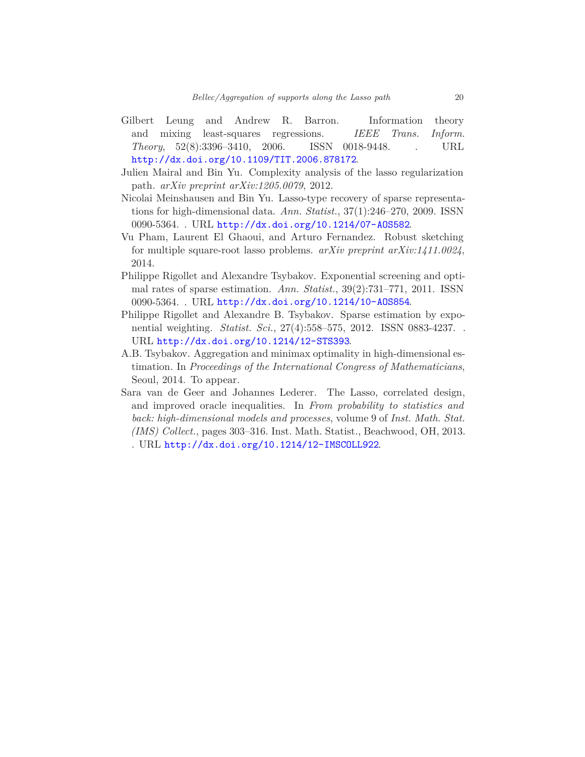Gilbert Leung and Andrew R. Barron. Information theory and mixing least-squares regressions. *IEEE Trans. Inform. Theory*, 52(8):3396–3410, 2006. ISSN 0018-9448. . URL http://dx.doi.org/10.1109/TIT.2006.878172.

Julien Mairal and Bin Yu. Complexity analysis of the lasso regularization path. *arXiv preprint arXiv:1205.0079*, 2012.

Nicolai Meinshausen and Bin Yu. Lasso-type recovery of sparse representations for high-dimensional data. *Ann. Statist.*, 37(1):246–270, 2009. ISSN 0090-5364. . URL http://dx.doi.org/10.1214/07-AOS582.

Vu Pham, Laurent El Ghaoui, and Arturo Fernandez. Robust sketching for multiple square-root lasso problems. *arXiv preprint arXiv:1411.0024*, 2014.

Philippe Rigollet and Alexandre Tsybakov. Exponential screening and optimal rates of sparse estimation. *Ann. Statist.*, 39(2):731–771, 2011. ISSN 0090-5364. . URL http://dx.doi.org/10.1214/10-AOS854.

Philippe Rigollet and Alexandre B. Tsybakov. Sparse estimation by exponential weighting. *Statist. Sci.*, 27(4):558–575, 2012. ISSN 0883-4237. . URL http://dx.doi.org/10.1214/12-STS393.

A.B. Tsybakov. Aggregation and minimax optimality in high-dimensional estimation. In *Proceedings of the International Congress of Mathematicians*, Seoul, 2014. To appear.

Sara van de Geer and Johannes Lederer. The Lasso, correlated design, and improved oracle inequalities. In *From probability to statistics and back: high-dimensional models and processes*, volume 9 of *Inst. Math. Stat. (IMS) Collect.*, pages 303–316. Inst. Math. Statist., Beachwood, OH, 2013. . URL http://dx.doi.org/10.1214/12-IMSCOLL922.